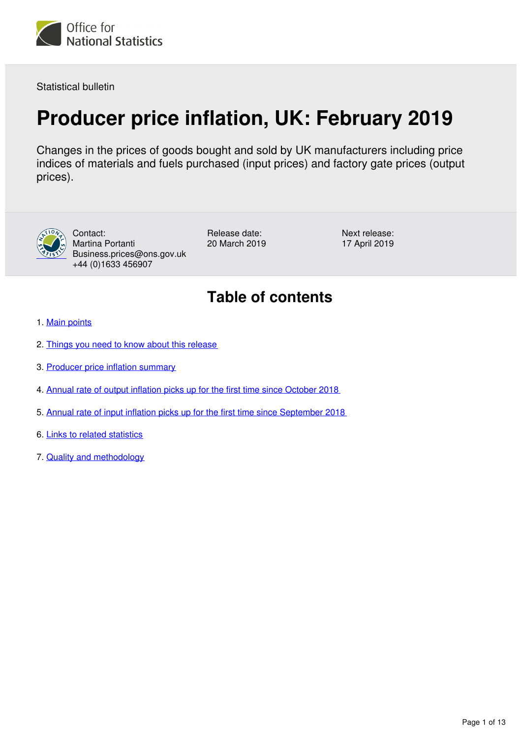Office for National Statistics

Statistical bulletin

# Producer price inflation, UK: February 2019

Changes in the prices of goods bought and sold by UK manufacturers including price indices of materials and fuels purchased (input prices) and factory gate prices (output prices).

Contact:
Martina Portanti
Business.prices@ons.gov.uk
+44 (0)1633 456907

Release date:
20 March 2019

Next release:
17 April 2019

## Table of contents

1. Main points
2. Things you need to know about this release
3. Producer price inflation summary
4. Annual rate of output inflation picks up for the first time since October 2018
5. Annual rate of input inflation picks up for the first time since September 2018
6. Links to related statistics
7. Quality and methodology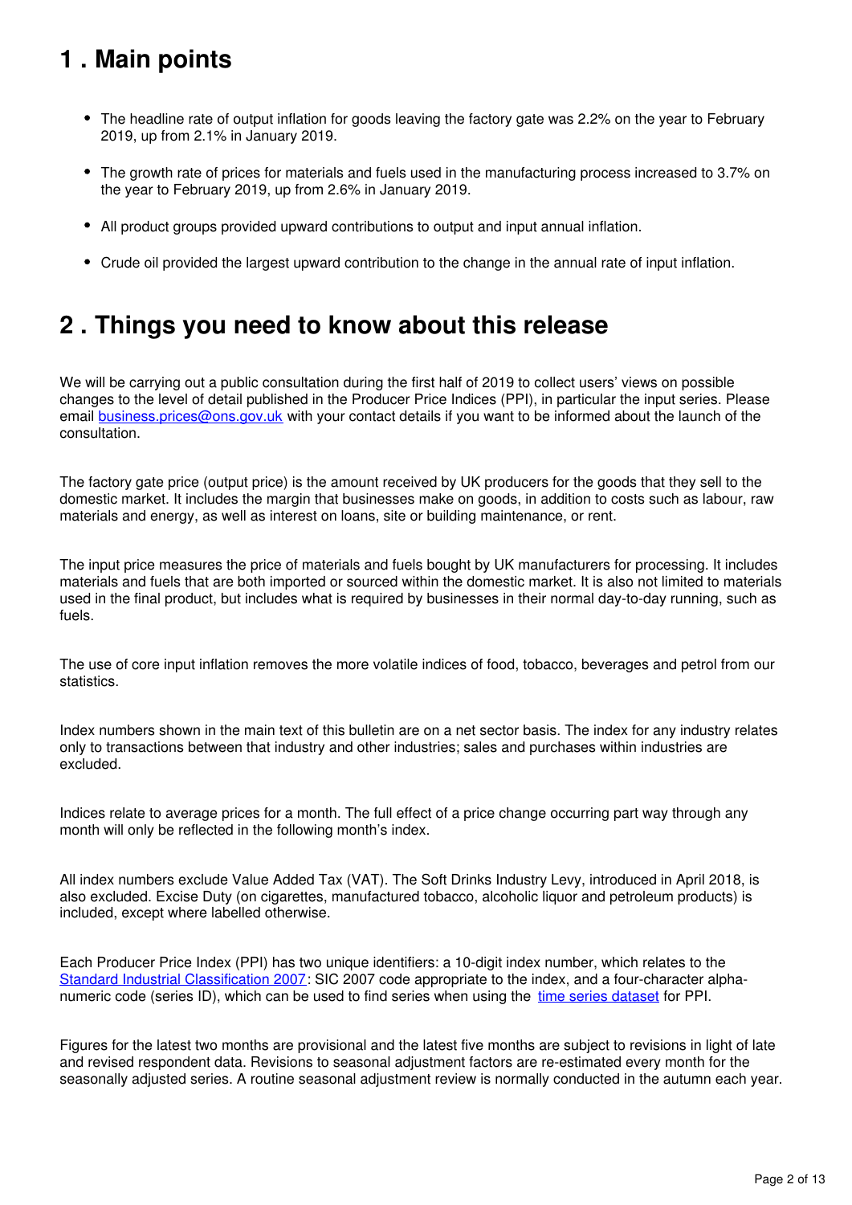## 1 . Main points

- The headline rate of output inflation for goods leaving the factory gate was 2.2% on the year to February 2019, up from 2.1% in January 2019.
- The growth rate of prices for materials and fuels used in the manufacturing process increased to 3.7% on the year to February 2019, up from 2.6% in January 2019.
- All product groups provided upward contributions to output and input annual inflation.
- Crude oil provided the largest upward contribution to the change in the annual rate of input inflation.

## 2 . Things you need to know about this release

We will be carrying out a public consultation during the first half of 2019 to collect users' views on possible changes to the level of detail published in the Producer Price Indices (PPI), in particular the input series. Please email [business.prices@ons.gov.uk](mailto:business.prices@ons.gov.uk) with your contact details if you want to be informed about the launch of the consultation.

The factory gate price (output price) is the amount received by UK producers for the goods that they sell to the domestic market. It includes the margin that businesses make on goods, in addition to costs such as labour, raw materials and energy, as well as interest on loans, site or building maintenance, or rent.

The input price measures the price of materials and fuels bought by UK manufacturers for processing. It includes materials and fuels that are both imported or sourced within the domestic market. It is also not limited to materials used in the final product, but includes what is required by businesses in their normal day-to-day running, such as fuels.

The use of core input inflation removes the more volatile indices of food, tobacco, beverages and petrol from our statistics.

Index numbers shown in the main text of this bulletin are on a net sector basis. The index for any industry relates only to transactions between that industry and other industries; sales and purchases within industries are excluded.

Indices relate to average prices for a month. The full effect of a price change occurring part way through any month will only be reflected in the following month's index.

All index numbers exclude Value Added Tax (VAT). The Soft Drinks Industry Levy, introduced in April 2018, is also excluded. Excise Duty (on cigarettes, manufactured tobacco, alcoholic liquor and petroleum products) is included, except where labelled otherwise.

Each Producer Price Index (PPI) has two unique identifiers: a 10-digit index number, which relates to the Standard Industrial Classification 2007: SIC 2007 code appropriate to the index, and a four-character alpha-numeric code (series ID), which can be used to find series when using the time series dataset for PPI.

Figures for the latest two months are provisional and the latest five months are subject to revisions in light of late and revised respondent data. Revisions to seasonal adjustment factors are re-estimated every month for the seasonally adjusted series. A routine seasonal adjustment review is normally conducted in the autumn each year.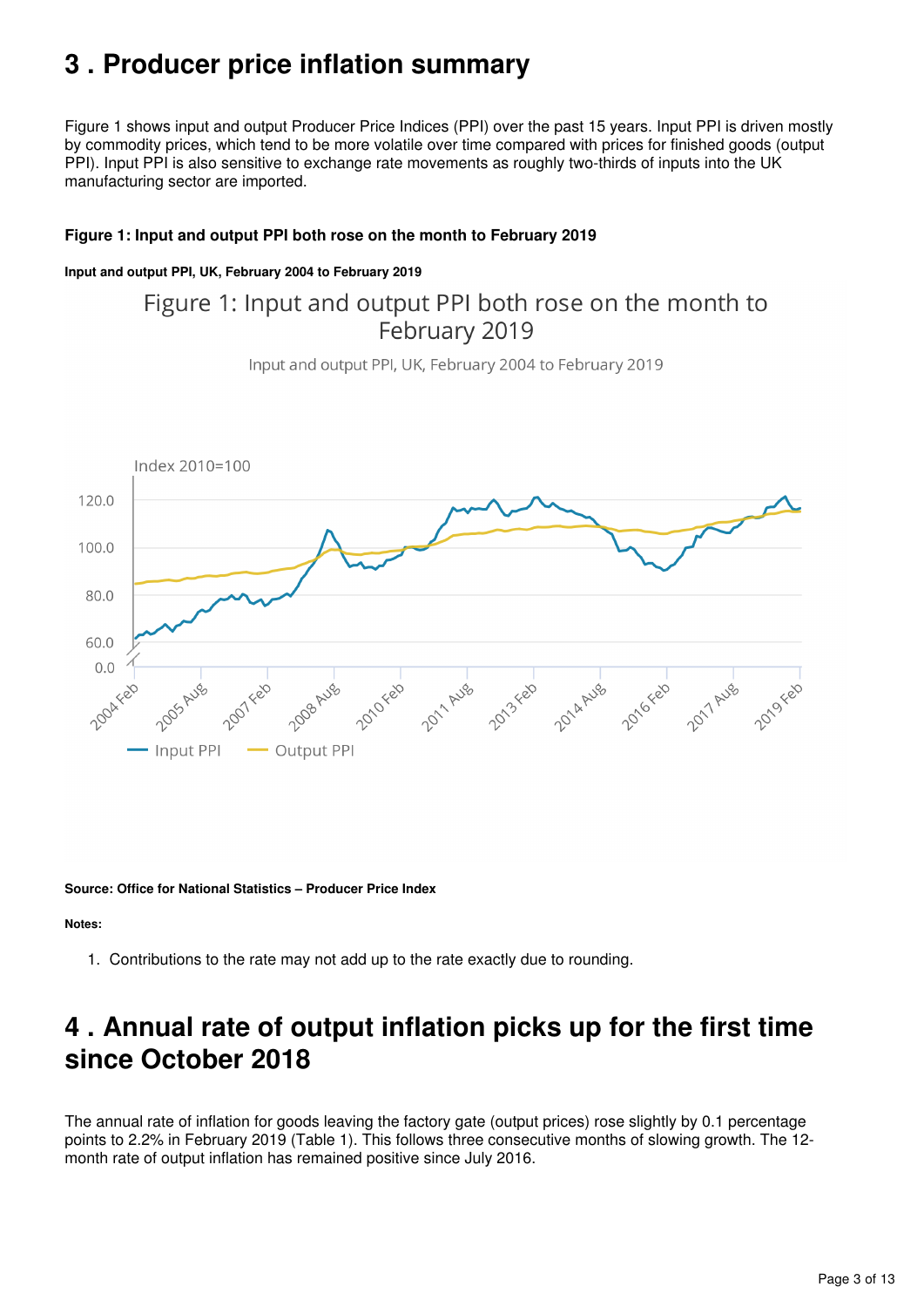## 3 . Producer price inflation summary

Figure 1 shows input and output Producer Price Indices (PPI) over the past 15 years. Input PPI is driven mostly by commodity prices, which tend to be more volatile over time compared with prices for finished goods (output PPI). Input PPI is also sensitive to exchange rate movements as roughly two-thirds of inputs into the UK manufacturing sector are imported.

**Figure 1: Input and output PPI both rose on the month to February 2019**

**Input and output PPI, UK, February 2004 to February 2019**

**Source: Office for National Statistics – Producer Price Index**

**Notes:**

1. Contributions to the rate may not add up to the rate exactly due to rounding.

## 4 . Annual rate of output inflation picks up for the first time since October 2018

The annual rate of inflation for goods leaving the factory gate (output prices) rose slightly by 0.1 percentage points to 2.2% in February 2019 (Table 1). This follows three consecutive months of slowing growth. The 12-month rate of output inflation has remained positive since July 2016.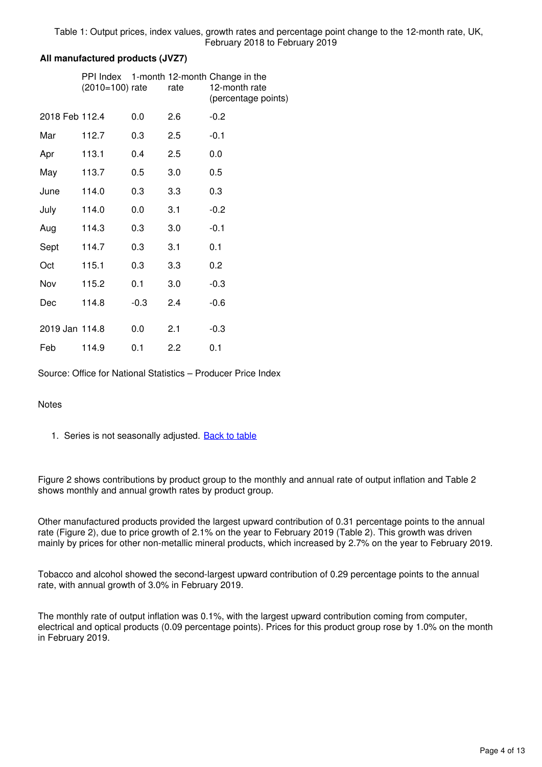Table 1: Output prices, index values, growth rates and percentage point change to the 12-month rate, UK, February 2018 to February 2019

**All manufactured products (JVZ7)**

| | PPI Index (2010=100) | 1-month rate | 12-month rate | Change in the 12-month rate (percentage points) |
|---|---|---|---|---|
| 2018 Feb | 112.4 | 0.0 | 2.6 | -0.2 |
| Mar | 112.7 | 0.3 | 2.5 | -0.1 |
| Apr | 113.1 | 0.4 | 2.5 | 0.0 |
| May | 113.7 | 0.5 | 3.0 | 0.5 |
| June | 114.0 | 0.3 | 3.3 | 0.3 |
| July | 114.0 | 0.0 | 3.1 | -0.2 |
| Aug | 114.3 | 0.3 | 3.0 | -0.1 |
| Sept | 114.7 | 0.3 | 3.1 | 0.1 |
| Oct | 115.1 | 0.3 | 3.3 | 0.2 |
| Nov | 115.2 | 0.1 | 3.0 | -0.3 |
| Dec | 114.8 | -0.3 | 2.4 | -0.6 |
| 2019 Jan | 114.8 | 0.0 | 2.1 | -0.3 |
| Feb | 114.9 | 0.1 | 2.2 | 0.1 |

Source: Office for National Statistics – Producer Price Index

Notes

1. Series is not seasonally adjusted. Back to table

Figure 2 shows contributions by product group to the monthly and annual rate of output inflation and Table 2 shows monthly and annual growth rates by product group.

Other manufactured products provided the largest upward contribution of 0.31 percentage points to the annual rate (Figure 2), due to price growth of 2.1% on the year to February 2019 (Table 2). This growth was driven mainly by prices for other non-metallic mineral products, which increased by 2.7% on the year to February 2019.

Tobacco and alcohol showed the second-largest upward contribution of 0.29 percentage points to the annual rate, with annual growth of 3.0% in February 2019.

The monthly rate of output inflation was 0.1%, with the largest upward contribution coming from computer, electrical and optical products (0.09 percentage points). Prices for this product group rose by 1.0% on the month in February 2019.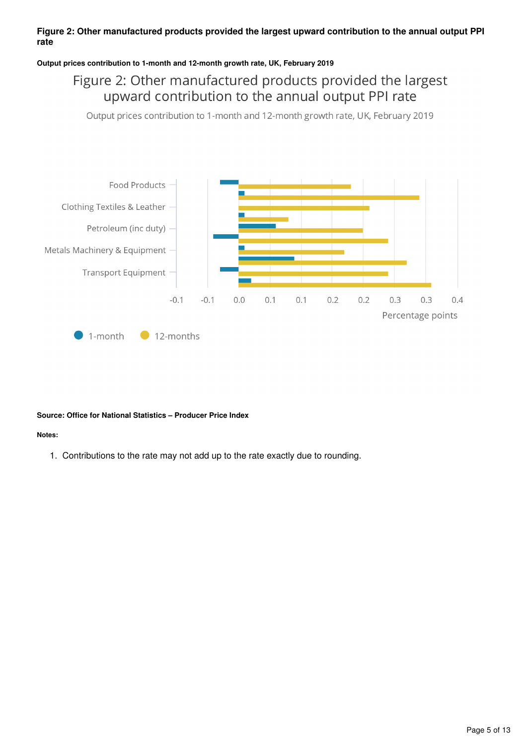**Figure 2: Other manufactured products provided the largest upward contribution to the annual output PPI rate**

**Output prices contribution to 1-month and 12-month growth rate, UK, February 2019**

Figure 2: Other manufactured products provided the largest upward contribution to the annual output PPI rate

Output prices contribution to 1-month and 12-month growth rate, UK, February 2019

Food Products

Clothing Textiles & Leather

Petroleum (inc duty)

Metals Machinery & Equipment

Transport Equipment

-0.1 -0.1 0.0 0.1 0.1 0.2 0.2 0.3 0.3 0.4

Percentage points

1-month 12-months

**Source: Office for National Statistics – Producer Price Index**

**Notes:**

1. Contributions to the rate may not add up to the rate exactly due to rounding.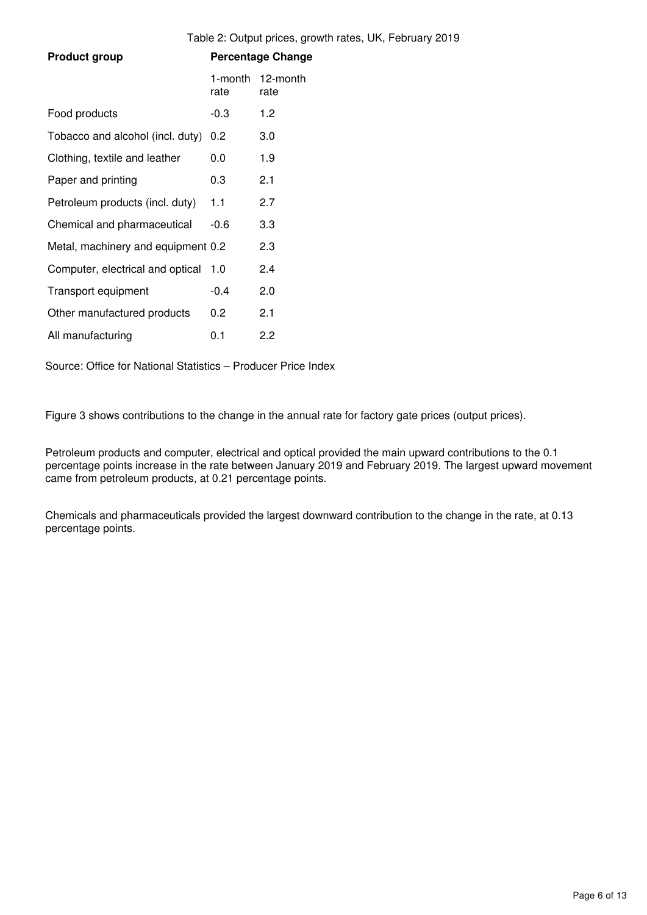Table 2: Output prices, growth rates, UK, February 2019

| Product group | Percentage Change | |
|---|---|---|
| | 1-month rate | 12-month rate |
| Food products | -0.3 | 1.2 |
| Tobacco and alcohol (incl. duty) | 0.2 | 3.0 |
| Clothing, textile and leather | 0.0 | 1.9 |
| Paper and printing | 0.3 | 2.1 |
| Petroleum products (incl. duty) | 1.1 | 2.7 |
| Chemical and pharmaceutical | -0.6 | 3.3 |
| Metal, machinery and equipment | 0.2 | 2.3 |
| Computer, electrical and optical | 1.0 | 2.4 |
| Transport equipment | -0.4 | 2.0 |
| Other manufactured products | 0.2 | 2.1 |
| All manufacturing | 0.1 | 2.2 |

Source: Office for National Statistics – Producer Price Index

Figure 3 shows contributions to the change in the annual rate for factory gate prices (output prices).

Petroleum products and computer, electrical and optical provided the main upward contributions to the 0.1 percentage points increase in the rate between January 2019 and February 2019. The largest upward movement came from petroleum products, at 0.21 percentage points.

Chemicals and pharmaceuticals provided the largest downward contribution to the change in the rate, at 0.13 percentage points.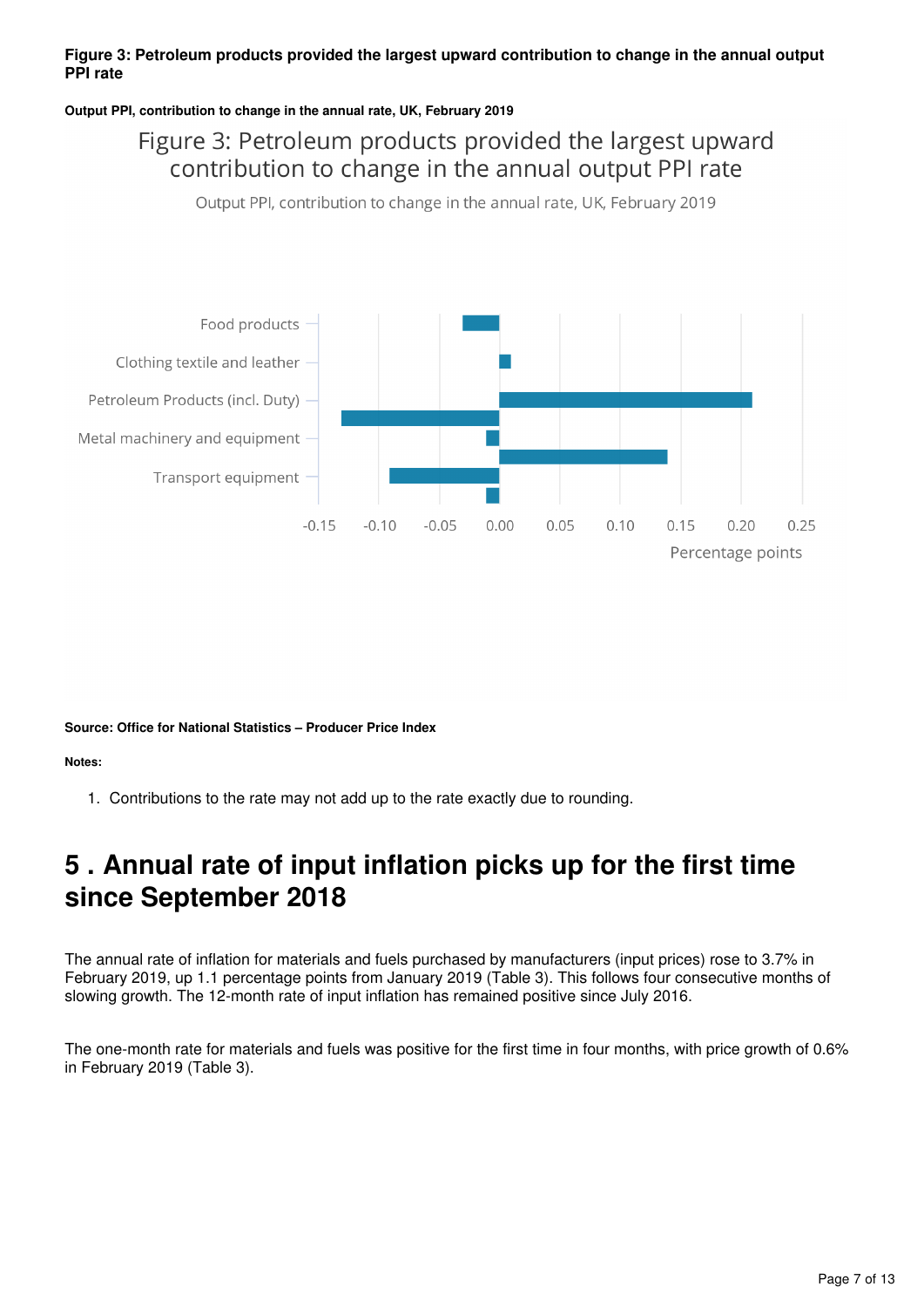**Figure 3: Petroleum products provided the largest upward contribution to change in the annual output PPI rate**

**Output PPI, contribution to change in the annual rate, UK, February 2019**

**Source: Office for National Statistics – Producer Price Index**

**Notes:**

1. Contributions to the rate may not add up to the rate exactly due to rounding.

## 5 . Annual rate of input inflation picks up for the first time since September 2018

The annual rate of inflation for materials and fuels purchased by manufacturers (input prices) rose to 3.7% in February 2019, up 1.1 percentage points from January 2019 (Table 3). This follows four consecutive months of slowing growth. The 12-month rate of input inflation has remained positive since July 2016.

The one-month rate for materials and fuels was positive for the first time in four months, with price growth of 0.6% in February 2019 (Table 3).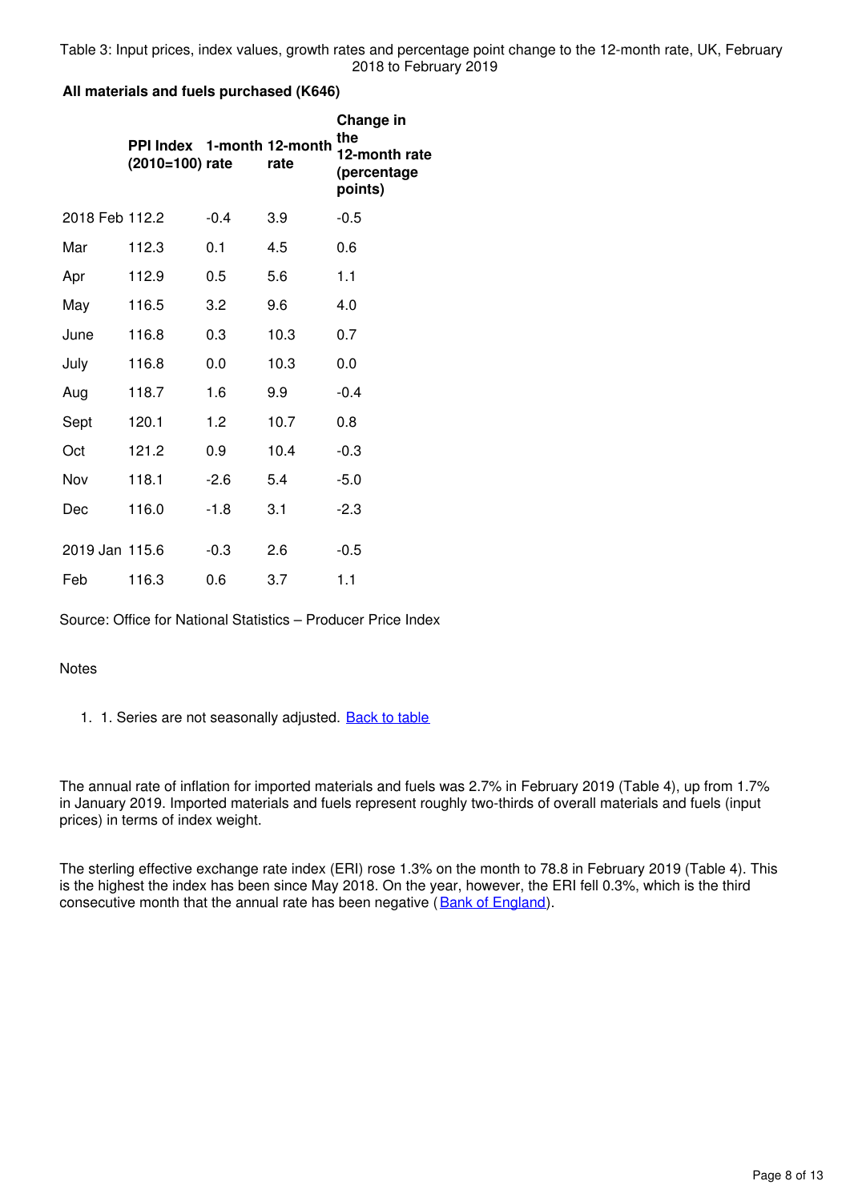Table 3: Input prices, index values, growth rates and percentage point change to the 12-month rate, UK, February 2018 to February 2019

**All materials and fuels purchased (K646)**

| | PPI Index (2010=100) | 1-month rate | 12-month rate | Change in the 12-month rate (percentage points) |
|---|---|---|---|---|
| 2018 Feb | 112.2 | -0.4 | 3.9 | -0.5 |
| Mar | 112.3 | 0.1 | 4.5 | 0.6 |
| Apr | 112.9 | 0.5 | 5.6 | 1.1 |
| May | 116.5 | 3.2 | 9.6 | 4.0 |
| June | 116.8 | 0.3 | 10.3 | 0.7 |
| July | 116.8 | 0.0 | 10.3 | 0.0 |
| Aug | 118.7 | 1.6 | 9.9 | -0.4 |
| Sept | 120.1 | 1.2 | 10.7 | 0.8 |
| Oct | 121.2 | 0.9 | 10.4 | -0.3 |
| Nov | 118.1 | -2.6 | 5.4 | -5.0 |
| Dec | 116.0 | -1.8 | 3.1 | -2.3 |
| 2019 Jan | 115.6 | -0.3 | 2.6 | -0.5 |
| Feb | 116.3 | 0.6 | 3.7 | 1.1 |

Source: Office for National Statistics – Producer Price Index

Notes

1. 1. Series are not seasonally adjusted. Back to table

The annual rate of inflation for imported materials and fuels was 2.7% in February 2019 (Table 4), up from 1.7% in January 2019. Imported materials and fuels represent roughly two-thirds of overall materials and fuels (input prices) in terms of index weight.

The sterling effective exchange rate index (ERI) rose 1.3% on the month to 78.8 in February 2019 (Table 4). This is the highest the index has been since May 2018. On the year, however, the ERI fell 0.3%, which is the third consecutive month that the annual rate has been negative (Bank of England).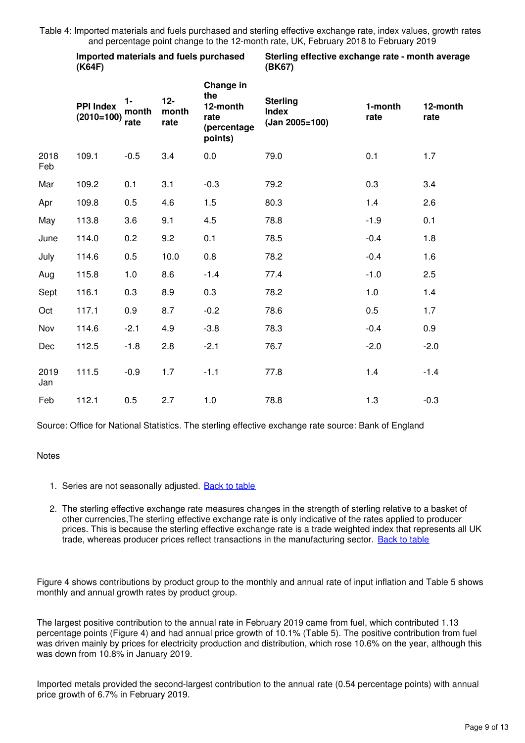Table 4: Imported materials and fuels purchased and sterling effective exchange rate, index values, growth rates and percentage point change to the 12-month rate, UK, February 2018 to February 2019

| | Imported materials and fuels purchased (K64F) | | | | Sterling effective exchange rate - month average (BK67) | | |
|---|---|---|---|---|---|---|---|
| | PPI Index (2010=100) | 1-month rate | 12-month rate | Change in the 12-month rate (percentage points) | Sterling Index (Jan 2005=100) | 1-month rate | 12-month rate |
| 2018 Feb | 109.1 | -0.5 | 3.4 | 0.0 | 79.0 | 0.1 | 1.7 |
| Mar | 109.2 | 0.1 | 3.1 | -0.3 | 79.2 | 0.3 | 3.4 |
| Apr | 109.8 | 0.5 | 4.6 | 1.5 | 80.3 | 1.4 | 2.6 |
| May | 113.8 | 3.6 | 9.1 | 4.5 | 78.8 | -1.9 | 0.1 |
| June | 114.0 | 0.2 | 9.2 | 0.1 | 78.5 | -0.4 | 1.8 |
| July | 114.6 | 0.5 | 10.0 | 0.8 | 78.2 | -0.4 | 1.6 |
| Aug | 115.8 | 1.0 | 8.6 | -1.4 | 77.4 | -1.0 | 2.5 |
| Sept | 116.1 | 0.3 | 8.9 | 0.3 | 78.2 | 1.0 | 1.4 |
| Oct | 117.1 | 0.9 | 8.7 | -0.2 | 78.6 | 0.5 | 1.7 |
| Nov | 114.6 | -2.1 | 4.9 | -3.8 | 78.3 | -0.4 | 0.9 |
| Dec | 112.5 | -1.8 | 2.8 | -2.1 | 76.7 | -2.0 | -2.0 |
| 2019 Jan | 111.5 | -0.9 | 1.7 | -1.1 | 77.8 | 1.4 | -1.4 |
| Feb | 112.1 | 0.5 | 2.7 | 1.0 | 78.8 | 1.3 | -0.3 |

Source: Office for National Statistics. The sterling effective exchange rate source: Bank of England

Notes

1. Series are not seasonally adjusted. Back to table
2. The sterling effective exchange rate measures changes in the strength of sterling relative to a basket of other currencies,The sterling effective exchange rate is only indicative of the rates applied to producer prices. This is because the sterling effective exchange rate is a trade weighted index that represents all UK trade, whereas producer prices reflect transactions in the manufacturing sector. Back to table

Figure 4 shows contributions by product group to the monthly and annual rate of input inflation and Table 5 shows monthly and annual growth rates by product group.

The largest positive contribution to the annual rate in February 2019 came from fuel, which contributed 1.13 percentage points (Figure 4) and had annual price growth of 10.1% (Table 5). The positive contribution from fuel was driven mainly by prices for electricity production and distribution, which rose 10.6% on the year, although this was down from 10.8% in January 2019.

Imported metals provided the second-largest contribution to the annual rate (0.54 percentage points) with annual price growth of 6.7% in February 2019.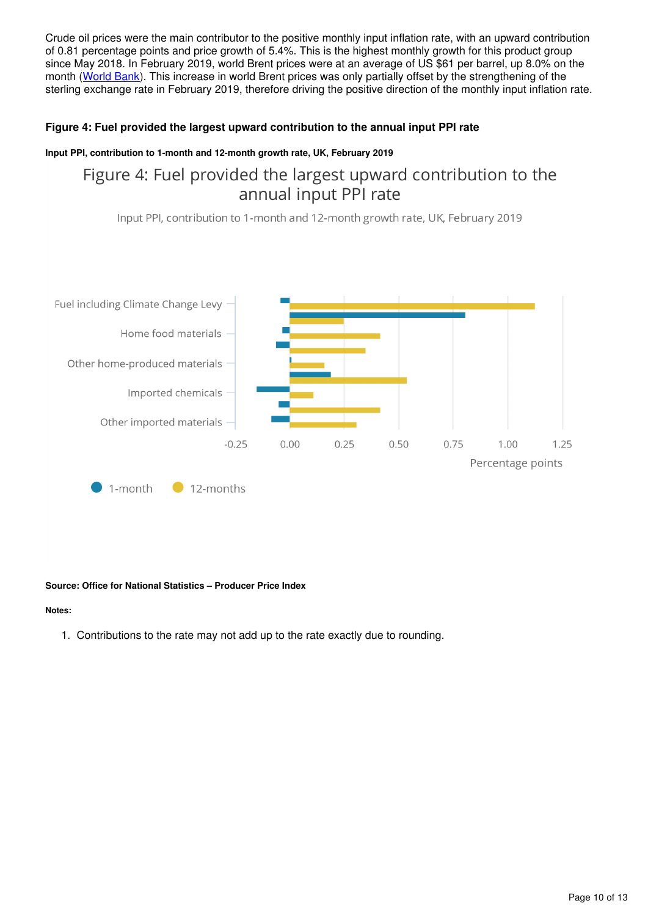Crude oil prices were the main contributor to the positive monthly input inflation rate, with an upward contribution of 0.81 percentage points and price growth of 5.4%. This is the highest monthly growth for this product group since May 2018. In February 2019, world Brent prices were at an average of US $61 per barrel, up 8.0% on the month (World Bank). This increase in world Brent prices was only partially offset by the strengthening of the sterling exchange rate in February 2019, therefore driving the positive direction of the monthly input inflation rate.

**Figure 4: Fuel provided the largest upward contribution to the annual input PPI rate**

**Input PPI, contribution to 1-month and 12-month growth rate, UK, February 2019**

Figure 4: Fuel provided the largest upward contribution to the annual input PPI rate

Input PPI, contribution to 1-month and 12-month growth rate, UK, February 2019

Fuel including Climate Change Levy
Home food materials
Other home-produced materials
Imported chemicals
Other imported materials

-0.25 0.00 0.25 0.50 0.75 1.00 1.25

Percentage points

1-month 12-months

**Source: Office for National Statistics – Producer Price Index**

**Notes:**

1. Contributions to the rate may not add up to the rate exactly due to rounding.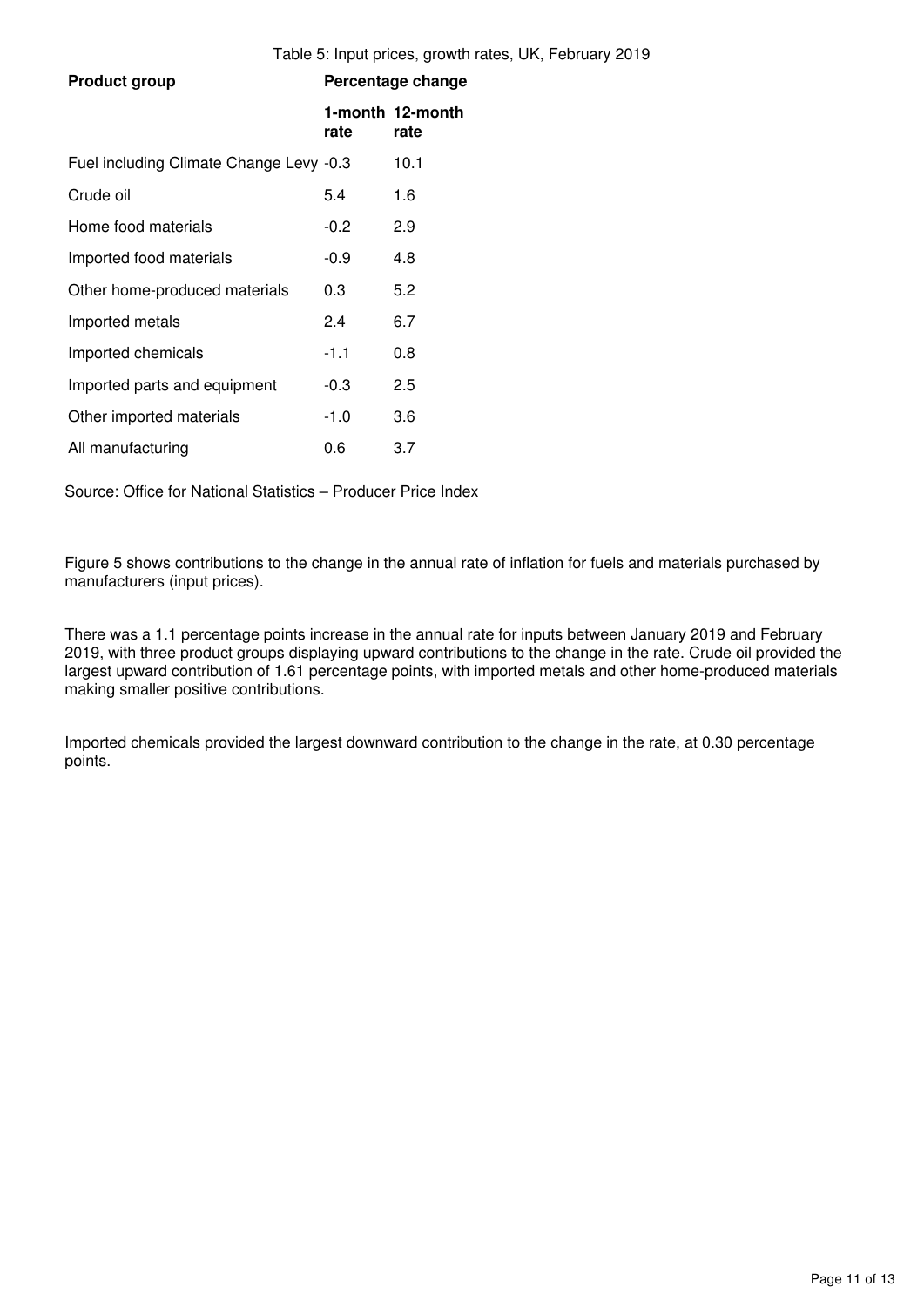Table 5: Input prices, growth rates, UK, February 2019

| Product group | Percentage change | |
|---|---|---|
| | 1-month rate | 12-month rate |
| Fuel including Climate Change Levy | -0.3 | 10.1 |
| Crude oil | 5.4 | 1.6 |
| Home food materials | -0.2 | 2.9 |
| Imported food materials | -0.9 | 4.8 |
| Other home-produced materials | 0.3 | 5.2 |
| Imported metals | 2.4 | 6.7 |
| Imported chemicals | -1.1 | 0.8 |
| Imported parts and equipment | -0.3 | 2.5 |
| Other imported materials | -1.0 | 3.6 |
| All manufacturing | 0.6 | 3.7 |

Source: Office for National Statistics – Producer Price Index

Figure 5 shows contributions to the change in the annual rate of inflation for fuels and materials purchased by manufacturers (input prices).

There was a 1.1 percentage points increase in the annual rate for inputs between January 2019 and February 2019, with three product groups displaying upward contributions to the change in the rate. Crude oil provided the largest upward contribution of 1.61 percentage points, with imported metals and other home-produced materials making smaller positive contributions.

Imported chemicals provided the largest downward contribution to the change in the rate, at 0.30 percentage points.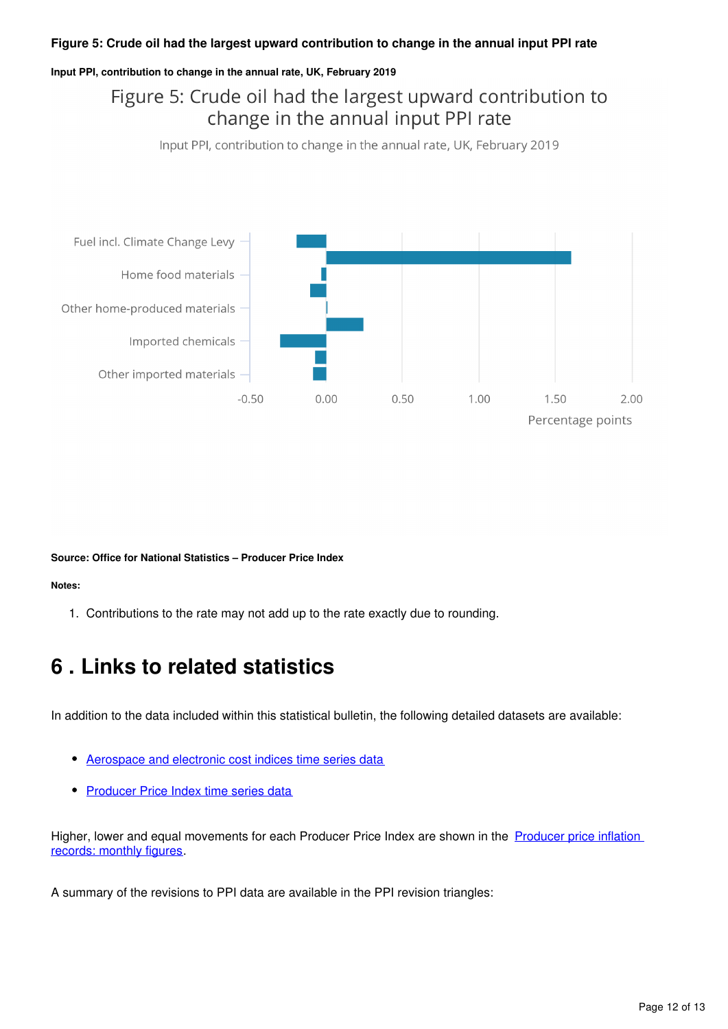### Figure 5: Crude oil had the largest upward contribution to change in the annual input PPI rate

#### Input PPI, contribution to change in the annual rate, UK, February 2019

Figure 5: Crude oil had the largest upward contribution to change in the annual input PPI rate

Input PPI, contribution to change in the annual rate, UK, February 2019

Fuel incl. Climate Change Levy

Home food materials

Other home-produced materials

Imported chemicals

Other imported materials

-0.50 0.00 0.50 1.00 1.50 2.00

Percentage points

**Source: Office for National Statistics – Producer Price Index**

**Notes:**

1. Contributions to the rate may not add up to the rate exactly due to rounding.

## 6 . Links to related statistics

In addition to the data included within this statistical bulletin, the following detailed datasets are available:

- Aerospace and electronic cost indices time series data
- Producer Price Index time series data

Higher, lower and equal movements for each Producer Price Index are shown in the Producer price inflation records: monthly figures.

A summary of the revisions to PPI data are available in the PPI revision triangles: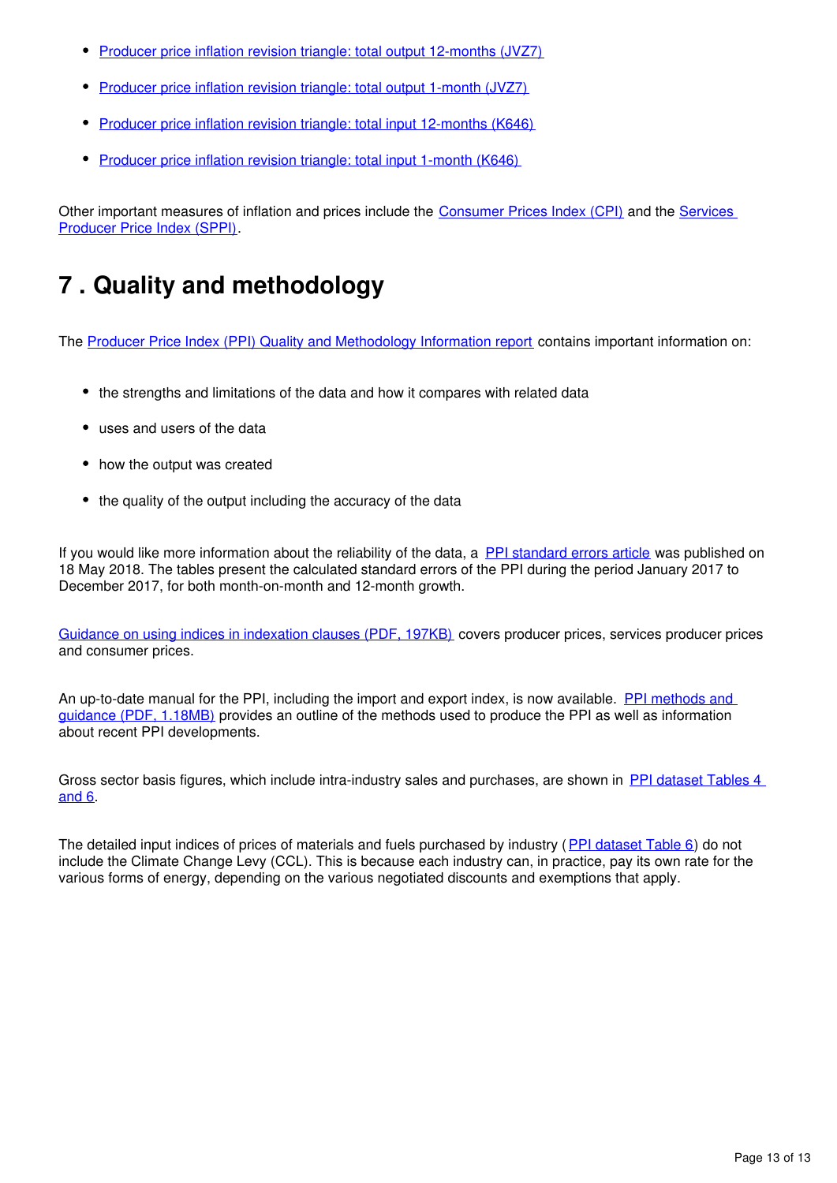- Producer price inflation revision triangle: total output 12-months (JVZ7)
- Producer price inflation revision triangle: total output 1-month (JVZ7)
- Producer price inflation revision triangle: total input 12-months (K646)
- Producer price inflation revision triangle: total input 1-month (K646)

Other important measures of inflation and prices include the Consumer Prices Index (CPI) and the Services Producer Price Index (SPPI).

# 7 . Quality and methodology

The Producer Price Index (PPI) Quality and Methodology Information report contains important information on:

- the strengths and limitations of the data and how it compares with related data
- uses and users of the data
- how the output was created
- the quality of the output including the accuracy of the data

If you would like more information about the reliability of the data, a PPI standard errors article was published on 18 May 2018. The tables present the calculated standard errors of the PPI during the period January 2017 to December 2017, for both month-on-month and 12-month growth.

Guidance on using indices in indexation clauses (PDF, 197KB) covers producer prices, services producer prices and consumer prices.

An up-to-date manual for the PPI, including the import and export index, is now available. PPI methods and guidance (PDF, 1.18MB) provides an outline of the methods used to produce the PPI as well as information about recent PPI developments.

Gross sector basis figures, which include intra-industry sales and purchases, are shown in PPI dataset Tables 4 and 6.

The detailed input indices of prices of materials and fuels purchased by industry (PPI dataset Table 6) do not include the Climate Change Levy (CCL). This is because each industry can, in practice, pay its own rate for the various forms of energy, depending on the various negotiated discounts and exemptions that apply.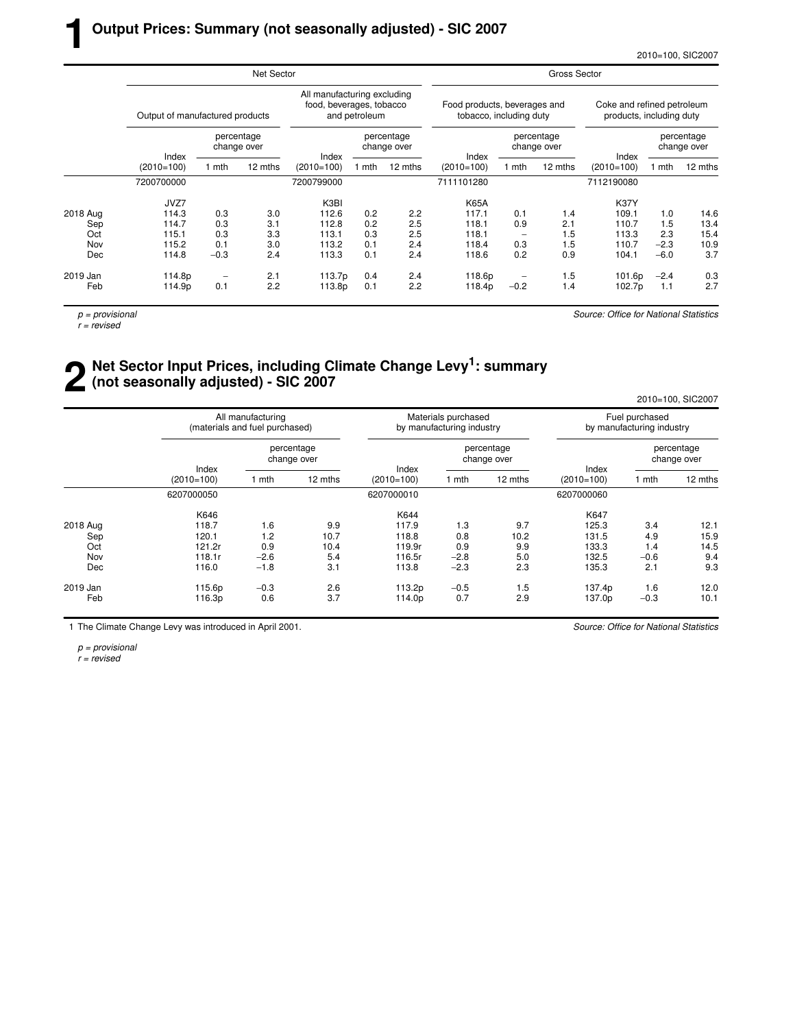# 1 Output Prices: Summary (not seasonally adjusted) - SIC 2007

2010=100, SIC2007

| | Net Sector | | | | | | Gross Sector | | | | | |
|---|---|---|---|---|---|---|---|---|---|---|---|---|
| | Output of manufactured products | | | All manufacturing excluding food, beverages, tobacco and petroleum | | | Food products, beverages and tobacco, including duty | | | Coke and refined petroleum products, including duty | | |
| | Index (2010=100) | percentage change over 1 mth | percentage change over 12 mths | Index (2010=100) | percentage change over 1 mth | percentage change over 12 mths | Index (2010=100) | percentage change over 1 mth | percentage change over 12 mths | Index (2010=100) | percentage change over 1 mth | percentage change over 12 mths |
| | 7200700000 | | | 7200799000 | | | 7111101280 | | | 7112190080 | | |
| | JVZ7 | | | K3BI | | | K65A | | | K37Y | | |
| 2018 Aug | 114.3 | 0.3 | 3.0 | 112.6 | 0.2 | 2.2 | 117.1 | 0.1 | 1.4 | 109.1 | 1.0 | 14.6 |
| Sep | 114.7 | 0.3 | 3.1 | 112.8 | 0.2 | 2.5 | 118.1 | 0.9 | 2.1 | 110.7 | 1.5 | 13.4 |
| Oct | 115.1 | 0.3 | 3.3 | 113.1 | 0.3 | 2.5 | 118.1 | – | 1.5 | 113.3 | 2.3 | 15.4 |
| Nov | 115.2 | 0.1 | 3.0 | 113.2 | 0.1 | 2.4 | 118.4 | 0.3 | 1.5 | 110.7 | −2.3 | 10.9 |
| Dec | 114.8 | −0.3 | 2.4 | 113.3 | 0.1 | 2.4 | 118.6 | 0.2 | 0.9 | 104.1 | −6.0 | 3.7 |
| 2019 Jan | 114.8p | – | 2.1 | 113.7p | 0.4 | 2.4 | 118.6p | – | 1.5 | 101.6p | −2.4 | 0.3 |
| Feb | 114.9p | 0.1 | 2.2 | 113.8p | 0.1 | 2.2 | 118.4p | −0.2 | 1.4 | 102.7p | 1.1 | 2.7 |

*p = provisional*
*r = revised*

*Source: Office for National Statistics*

# 2 Net Sector Input Prices, including Climate Change Levy[1]: summary (not seasonally adjusted) - SIC 2007

2010=100, SIC2007

| | All manufacturing (materials and fuel purchased) | | | Materials purchased by manufacturing industry | | | Fuel purchased by manufacturing industry | | |
|---|---|---|---|---|---|---|---|---|---|
| | Index (2010=100) | percentage change over 1 mth | percentage change over 12 mths | Index (2010=100) | percentage change over 1 mth | percentage change over 12 mths | Index (2010=100) | percentage change over 1 mth | percentage change over 12 mths |
| | 6207000050 | | | 6207000010 | | | 6207000060 | | |
| | K646 | | | K644 | | | K647 | | |
| 2018 Aug | 118.7 | 1.6 | 9.9 | 117.9 | 1.3 | 9.7 | 125.3 | 3.4 | 12.1 |
| Sep | 120.1 | 1.2 | 10.7 | 118.8 | 0.8 | 10.2 | 131.5 | 4.9 | 15.9 |
| Oct | 121.2r | 0.9 | 10.4 | 119.9r | 0.9 | 9.9 | 133.3 | 1.4 | 14.5 |
| Nov | 118.1r | −2.6 | 5.4 | 116.5r | −2.8 | 5.0 | 132.5 | −0.6 | 9.4 |
| Dec | 116.0 | −1.8 | 3.1 | 113.8 | −2.3 | 2.3 | 135.3 | 2.1 | 9.3 |
| 2019 Jan | 115.6p | −0.3 | 2.6 | 113.2p | −0.5 | 1.5 | 137.4p | 1.6 | 12.0 |
| Feb | 116.3p | 0.6 | 3.7 | 114.0p | 0.7 | 2.9 | 137.0p | −0.3 | 10.1 |

1 The Climate Change Levy was introduced in April 2001.

*Source: Office for National Statistics*

*p = provisional*
*r = revised*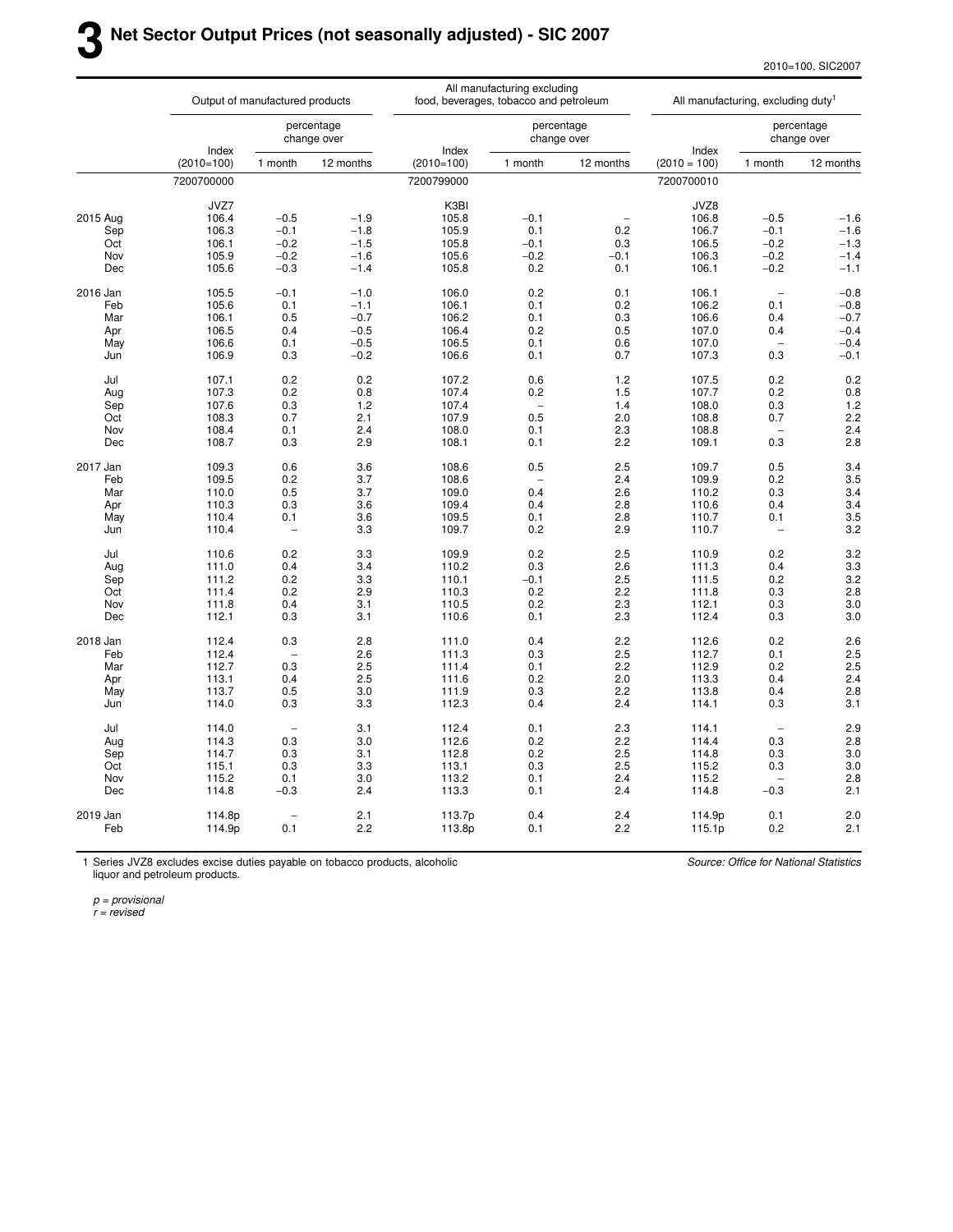# 3 Net Sector Output Prices (not seasonally adjusted) - SIC 2007

2010=100, SIC2007

| | Output of manufactured products | | | All manufacturing excluding food, beverages, tobacco and petroleum | | | All manufacturing, excluding duty[1] | | |
|---|---|---|---|---|---|---|---|---|---|
| | Index (2010=100) | percentage change over 1 month | percentage change over 12 months | Index (2010=100) | percentage change over 1 month | percentage change over 12 months | Index (2010 = 100) | percentage change over 1 month | percentage change over 12 months |
| | 7200700000 | | | 7200799000 | | | 7200700010 | | |
| | JVZ7 | | | K3BI | | | JVZ8 | | |
| 2015 Aug | 106.4 | −0.5 | −1.9 | 105.8 | −0.1 | – | 106.8 | −0.5 | −1.6 |
| Sep | 106.3 | −0.1 | −1.8 | 105.9 | 0.1 | 0.2 | 106.7 | −0.1 | −1.6 |
| Oct | 106.1 | −0.2 | −1.5 | 105.8 | −0.1 | 0.3 | 106.5 | −0.2 | −1.3 |
| Nov | 105.9 | −0.2 | −1.6 | 105.6 | −0.2 | −0.1 | 106.3 | −0.2 | −1.4 |
| Dec | 105.6 | −0.3 | −1.4 | 105.8 | 0.2 | 0.1 | 106.1 | −0.2 | −1.1 |
| 2016 Jan | 105.5 | −0.1 | −1.0 | 106.0 | 0.2 | 0.1 | 106.1 | – | −0.8 |
| Feb | 105.6 | 0.1 | −1.1 | 106.1 | 0.1 | 0.2 | 106.2 | 0.1 | −0.8 |
| Mar | 106.1 | 0.5 | −0.7 | 106.2 | 0.1 | 0.3 | 106.6 | 0.4 | −0.7 |
| Apr | 106.5 | 0.4 | −0.5 | 106.4 | 0.2 | 0.5 | 107.0 | 0.4 | −0.4 |
| May | 106.6 | 0.1 | −0.5 | 106.5 | 0.1 | 0.6 | 107.0 | – | −0.4 |
| Jun | 106.9 | 0.3 | −0.2 | 106.6 | 0.1 | 0.7 | 107.3 | 0.3 | −0.1 |
| Jul | 107.1 | 0.2 | 0.2 | 107.2 | 0.6 | 1.2 | 107.5 | 0.2 | 0.2 |
| Aug | 107.3 | 0.2 | 0.8 | 107.4 | 0.2 | 1.5 | 107.7 | 0.2 | 0.8 |
| Sep | 107.6 | 0.3 | 1.2 | 107.4 | – | 1.4 | 108.0 | 0.3 | 1.2 |
| Oct | 108.3 | 0.7 | 2.1 | 107.9 | 0.5 | 2.0 | 108.8 | 0.7 | 2.2 |
| Nov | 108.4 | 0.1 | 2.4 | 108.0 | 0.1 | 2.3 | 108.8 | – | 2.4 |
| Dec | 108.7 | 0.3 | 2.9 | 108.1 | 0.1 | 2.2 | 109.1 | 0.3 | 2.8 |
| 2017 Jan | 109.3 | 0.6 | 3.6 | 108.6 | 0.5 | 2.5 | 109.7 | 0.5 | 3.4 |
| Feb | 109.5 | 0.2 | 3.7 | 108.6 | – | 2.4 | 109.9 | 0.2 | 3.5 |
| Mar | 110.0 | 0.5 | 3.7 | 109.0 | 0.4 | 2.6 | 110.2 | 0.3 | 3.4 |
| Apr | 110.3 | 0.3 | 3.6 | 109.4 | 0.4 | 2.8 | 110.6 | 0.4 | 3.4 |
| May | 110.4 | 0.1 | 3.6 | 109.5 | 0.1 | 2.8 | 110.7 | 0.1 | 3.5 |
| Jun | 110.4 | – | 3.3 | 109.7 | 0.2 | 2.9 | 110.7 | – | 3.2 |
| Jul | 110.6 | 0.2 | 3.3 | 109.9 | 0.2 | 2.5 | 110.9 | 0.2 | 3.2 |
| Aug | 111.0 | 0.4 | 3.4 | 110.2 | 0.3 | 2.6 | 111.3 | 0.4 | 3.3 |
| Sep | 111.2 | 0.2 | 3.3 | 110.1 | −0.1 | 2.5 | 111.5 | 0.2 | 3.2 |
| Oct | 111.4 | 0.2 | 2.9 | 110.3 | 0.2 | 2.2 | 111.8 | 0.3 | 2.8 |
| Nov | 111.8 | 0.4 | 3.1 | 110.5 | 0.2 | 2.3 | 112.1 | 0.3 | 3.0 |
| Dec | 112.1 | 0.3 | 3.1 | 110.6 | 0.1 | 2.3 | 112.4 | 0.3 | 3.0 |
| 2018 Jan | 112.4 | 0.3 | 2.8 | 111.0 | 0.4 | 2.2 | 112.6 | 0.2 | 2.6 |
| Feb | 112.4 | – | 2.6 | 111.3 | 0.3 | 2.5 | 112.7 | 0.1 | 2.5 |
| Mar | 112.7 | 0.3 | 2.5 | 111.4 | 0.1 | 2.2 | 112.9 | 0.2 | 2.5 |
| Apr | 113.1 | 0.4 | 2.5 | 111.6 | 0.2 | 2.0 | 113.3 | 0.4 | 2.4 |
| May | 113.7 | 0.5 | 3.0 | 111.9 | 0.3 | 2.2 | 113.8 | 0.4 | 2.8 |
| Jun | 114.0 | 0.3 | 3.3 | 112.3 | 0.4 | 2.4 | 114.1 | 0.3 | 3.1 |
| Jul | 114.0 | – | 3.1 | 112.4 | 0.1 | 2.3 | 114.1 | – | 2.9 |
| Aug | 114.3 | 0.3 | 3.0 | 112.6 | 0.2 | 2.2 | 114.4 | 0.3 | 2.8 |
| Sep | 114.7 | 0.3 | 3.1 | 112.8 | 0.2 | 2.5 | 114.8 | 0.3 | 3.0 |
| Oct | 115.1 | 0.3 | 3.3 | 113.1 | 0.3 | 2.5 | 115.2 | 0.3 | 3.0 |
| Nov | 115.2 | 0.1 | 3.0 | 113.2 | 0.1 | 2.4 | 115.2 | – | 2.8 |
| Dec | 114.8 | −0.3 | 2.4 | 113.3 | 0.1 | 2.4 | 114.8 | −0.3 | 2.1 |
| 2019 Jan | 114.8p | – | 2.1 | 113.7p | 0.4 | 2.4 | 114.9p | 0.1 | 2.0 |
| Feb | 114.9p | 0.1 | 2.2 | 113.8p | 0.1 | 2.2 | 115.1p | 0.2 | 2.1 |

1 Series JVZ8 excludes excise duties payable on tobacco products, alcoholic liquor and petroleum products.

*Source: Office for National Statistics*

*p = provisional*
*r = revised*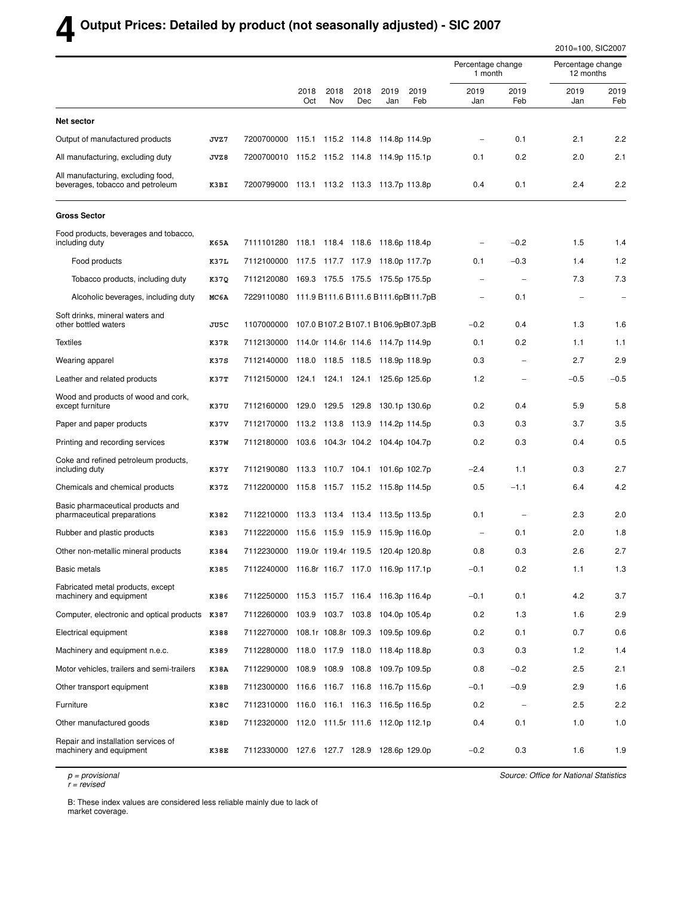# 4 Output Prices: Detailed by product (not seasonally adjusted) - SIC 2007

2010=100, SIC2007

| | | | 2018 Oct | 2018 Nov | 2018 Dec | 2019 Jan | 2019 Feb | Percentage change 1 month 2019 Jan | Percentage change 1 month 2019 Feb | Percentage change 12 months 2019 Jan | Percentage change 12 months 2019 Feb |
|---|---|---|---|---|---|---|---|---|---|---|---|
| **Net sector** | | | | | | | | | | | |
| Output of manufactured products | JVZ7 | 7200700000 | 115.1 | 115.2 | 114.8 | 114.8p | 114.9p | – | 0.1 | 2.1 | 2.2 |
| All manufacturing, excluding duty | JVZ8 | 7200700010 | 115.2 | 115.2 | 114.8 | 114.9p | 115.1p | 0.1 | 0.2 | 2.0 | 2.1 |
| All manufacturing, excluding food, beverages, tobacco and petroleum | K3BI | 7200799000 | 113.1 | 113.2 | 113.3 | 113.7p | 113.8p | 0.4 | 0.1 | 2.4 | 2.2 |
| **Gross Sector** | | | | | | | | | | | |
| Food products, beverages and tobacco, including duty | K65A | 7111101280 | 118.1 | 118.4 | 118.6 | 118.6p | 118.4p | – | −0.2 | 1.5 | 1.4 |
| Food products | K37L | 7112100000 | 117.5 | 117.7 | 117.9 | 118.0p | 117.7p | 0.1 | −0.3 | 1.4 | 1.2 |
| Tobacco products, including duty | K37Q | 7112120080 | 169.3 | 175.5 | 175.5 | 175.5p | 175.5p | – | – | 7.3 | 7.3 |
| Alcoholic beverages, including duty | MC6A | 7229110080 | 111.9 B | 111.6 B | 111.6 B | 111.6pB | 111.7pB | – | 0.1 | – | – |
| Soft drinks, mineral waters and other bottled waters | JU5C | 1107000000 | 107.0 B | 107.2 B | 107.1 B | 106.9pB | 107.3pB | −0.2 | 0.4 | 1.3 | 1.6 |
| Textiles | K37R | 7112130000 | 114.0r | 114.6r | 114.6 | 114.7p | 114.9p | 0.1 | 0.2 | 1.1 | 1.1 |
| Wearing apparel | K37S | 7112140000 | 118.0 | 118.5 | 118.5 | 118.9p | 118.9p | 0.3 | – | 2.7 | 2.9 |
| Leather and related products | K37T | 7112150000 | 124.1 | 124.1 | 124.1 | 125.6p | 125.6p | 1.2 | – | −0.5 | −0.5 |
| Wood and products of wood and cork, except furniture | K37U | 7112160000 | 129.0 | 129.5 | 129.8 | 130.1p | 130.6p | 0.2 | 0.4 | 5.9 | 5.8 |
| Paper and paper products | K37V | 7112170000 | 113.2 | 113.8 | 113.9 | 114.2p | 114.5p | 0.3 | 0.3 | 3.7 | 3.5 |
| Printing and recording services | K37W | 7112180000 | 103.6 | 104.3r | 104.2 | 104.4p | 104.7p | 0.2 | 0.3 | 0.4 | 0.5 |
| Coke and refined petroleum products, including duty | K37Y | 7112190080 | 113.3 | 110.7 | 104.1 | 101.6p | 102.7p | −2.4 | 1.1 | 0.3 | 2.7 |
| Chemicals and chemical products | K37Z | 7112200000 | 115.8 | 115.7 | 115.2 | 115.8p | 114.5p | 0.5 | −1.1 | 6.4 | 4.2 |
| Basic pharmaceutical products and pharmaceutical preparations | K382 | 7112210000 | 113.3 | 113.4 | 113.4 | 113.5p | 113.5p | 0.1 | – | 2.3 | 2.0 |
| Rubber and plastic products | K383 | 7112220000 | 115.6 | 115.9 | 115.9 | 115.9p | 116.0p | – | 0.1 | 2.0 | 1.8 |
| Other non-metallic mineral products | K384 | 7112230000 | 119.0r | 119.4r | 119.5 | 120.4p | 120.8p | 0.8 | 0.3 | 2.6 | 2.7 |
| Basic metals | K385 | 7112240000 | 116.8r | 116.7 | 117.0 | 116.9p | 117.1p | −0.1 | 0.2 | 1.1 | 1.3 |
| Fabricated metal products, except machinery and equipment | K386 | 7112250000 | 115.3 | 115.7 | 116.4 | 116.3p | 116.4p | −0.1 | 0.1 | 4.2 | 3.7 |
| Computer, electronic and optical products | K387 | 7112260000 | 103.9 | 103.7 | 103.8 | 104.0p | 105.4p | 0.2 | 1.3 | 1.6 | 2.9 |
| Electrical equipment | K388 | 7112270000 | 108.1r | 108.8r | 109.3 | 109.5p | 109.6p | 0.2 | 0.1 | 0.7 | 0.6 |
| Machinery and equipment n.e.c. | K389 | 7112280000 | 118.0 | 117.9 | 118.0 | 118.4p | 118.8p | 0.3 | 0.3 | 1.2 | 1.4 |
| Motor vehicles, trailers and semi-trailers | K38A | 7112290000 | 108.9 | 108.9 | 108.8 | 109.7p | 109.5p | 0.8 | −0.2 | 2.5 | 2.1 |
| Other transport equipment | K38B | 7112300000 | 116.6 | 116.7 | 116.8 | 116.7p | 115.6p | −0.1 | −0.9 | 2.9 | 1.6 |
| Furniture | K38C | 7112310000 | 116.0 | 116.1 | 116.3 | 116.5p | 116.5p | 0.2 | – | 2.5 | 2.2 |
| Other manufactured goods | K38D | 7112320000 | 112.0 | 111.5r | 111.6 | 112.0p | 112.1p | 0.4 | 0.1 | 1.0 | 1.0 |
| Repair and installation services of machinery and equipment | K38E | 7112330000 | 127.6 | 127.7 | 128.9 | 128.6p | 129.0p | −0.2 | 0.3 | 1.6 | 1.9 |

*p = provisional*
*r = revised*

*Source: Office for National Statistics*

B: These index values are considered less reliable mainly due to lack of market coverage.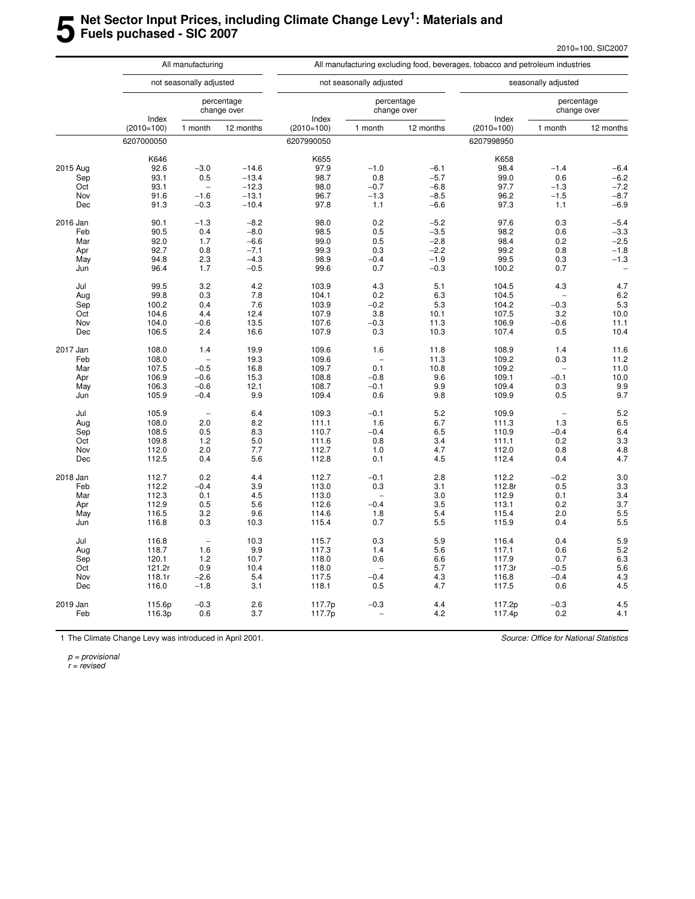# 5 Net Sector Input Prices, including Climate Change Levy[1]: Materials and Fuels puchased - SIC 2007

2010=100, SIC2007

| | All manufacturing | | | All manufacturing excluding food, beverages, tobacco and petroleum industries | | | | | |
|---|---|---|---|---|---|---|---|---|---|
| | not seasonally adjusted | | | not seasonally adjusted | | | seasonally adjusted | | |
| | Index (2010=100) | percentage change over 1 month | percentage change over 12 months | Index (2010=100) | percentage change over 1 month | percentage change over 12 months | Index (2010=100) | percentage change over 1 month | percentage change over 12 months |
| | 6207000050 | | | 6207990050 | | | 6207998950 | | |
| | K646 | | | K655 | | | K658 | | |
| 2015 Aug | 92.6 | −3.0 | −14.6 | 97.9 | −1.0 | −6.1 | 98.4 | −1.4 | −6.4 |
| Sep | 93.1 | 0.5 | −13.4 | 98.7 | 0.8 | −5.7 | 99.0 | 0.6 | −6.2 |
| Oct | 93.1 | – | −12.3 | 98.0 | −0.7 | −6.8 | 97.7 | −1.3 | −7.2 |
| Nov | 91.6 | −1.6 | −13.1 | 96.7 | −1.3 | −8.5 | 96.2 | −1.5 | −8.7 |
| Dec | 91.3 | −0.3 | −10.4 | 97.8 | 1.1 | −6.6 | 97.3 | 1.1 | −6.9 |
| 2016 Jan | 90.1 | −1.3 | −8.2 | 98.0 | 0.2 | −5.2 | 97.6 | 0.3 | −5.4 |
| Feb | 90.5 | 0.4 | −8.0 | 98.5 | 0.5 | −3.5 | 98.2 | 0.6 | −3.3 |
| Mar | 92.0 | 1.7 | −6.6 | 99.0 | 0.5 | −2.8 | 98.4 | 0.2 | −2.5 |
| Apr | 92.7 | 0.8 | −7.1 | 99.3 | 0.3 | −2.2 | 99.2 | 0.8 | −1.8 |
| May | 94.8 | 2.3 | −4.3 | 98.9 | −0.4 | −1.9 | 99.5 | 0.3 | −1.3 |
| Jun | 96.4 | 1.7 | −0.5 | 99.6 | 0.7 | −0.3 | 100.2 | 0.7 | – |
| Jul | 99.5 | 3.2 | 4.2 | 103.9 | 4.3 | 5.1 | 104.5 | 4.3 | 4.7 |
| Aug | 99.8 | 0.3 | 7.8 | 104.1 | 0.2 | 6.3 | 104.5 | – | 6.2 |
| Sep | 100.2 | 0.4 | 7.6 | 103.9 | −0.2 | 5.3 | 104.2 | −0.3 | 5.3 |
| Oct | 104.6 | 4.4 | 12.4 | 107.9 | 3.8 | 10.1 | 107.5 | 3.2 | 10.0 |
| Nov | 104.0 | −0.6 | 13.5 | 107.6 | −0.3 | 11.3 | 106.9 | −0.6 | 11.1 |
| Dec | 106.5 | 2.4 | 16.6 | 107.9 | 0.3 | 10.3 | 107.4 | 0.5 | 10.4 |
| 2017 Jan | 108.0 | 1.4 | 19.9 | 109.6 | 1.6 | 11.8 | 108.9 | 1.4 | 11.6 |
| Feb | 108.0 | – | 19.3 | 109.6 | – | 11.3 | 109.2 | 0.3 | 11.2 |
| Mar | 107.5 | −0.5 | 16.8 | 109.7 | 0.1 | 10.8 | 109.2 | – | 11.0 |
| Apr | 106.9 | −0.6 | 15.3 | 108.8 | −0.8 | 9.6 | 109.1 | −0.1 | 10.0 |
| May | 106.3 | −0.6 | 12.1 | 108.7 | −0.1 | 9.9 | 109.4 | 0.3 | 9.9 |
| Jun | 105.9 | −0.4 | 9.9 | 109.4 | 0.6 | 9.8 | 109.9 | 0.5 | 9.7 |
| Jul | 105.9 | – | 6.4 | 109.3 | −0.1 | 5.2 | 109.9 | – | 5.2 |
| Aug | 108.0 | 2.0 | 8.2 | 111.1 | 1.6 | 6.7 | 111.3 | 1.3 | 6.5 |
| Sep | 108.5 | 0.5 | 8.3 | 110.7 | −0.4 | 6.5 | 110.9 | −0.4 | 6.4 |
| Oct | 109.8 | 1.2 | 5.0 | 111.6 | 0.8 | 3.4 | 111.1 | 0.2 | 3.3 |
| Nov | 112.0 | 2.0 | 7.7 | 112.7 | 1.0 | 4.7 | 112.0 | 0.8 | 4.8 |
| Dec | 112.5 | 0.4 | 5.6 | 112.8 | 0.1 | 4.5 | 112.4 | 0.4 | 4.7 |
| 2018 Jan | 112.7 | 0.2 | 4.4 | 112.7 | −0.1 | 2.8 | 112.2 | −0.2 | 3.0 |
| Feb | 112.2 | −0.4 | 3.9 | 113.0 | 0.3 | 3.1 | 112.8r | 0.5 | 3.3 |
| Mar | 112.3 | 0.1 | 4.5 | 113.0 | – | 3.0 | 112.9 | 0.1 | 3.4 |
| Apr | 112.9 | 0.5 | 5.6 | 112.6 | −0.4 | 3.5 | 113.1 | 0.2 | 3.7 |
| May | 116.5 | 3.2 | 9.6 | 114.6 | 1.8 | 5.4 | 115.4 | 2.0 | 5.5 |
| Jun | 116.8 | 0.3 | 10.3 | 115.4 | 0.7 | 5.5 | 115.9 | 0.4 | 5.5 |
| Jul | 116.8 | – | 10.3 | 115.7 | 0.3 | 5.9 | 116.4 | 0.4 | 5.9 |
| Aug | 118.7 | 1.6 | 9.9 | 117.3 | 1.4 | 5.6 | 117.1 | 0.6 | 5.2 |
| Sep | 120.1 | 1.2 | 10.7 | 118.0 | 0.6 | 6.6 | 117.9 | 0.7 | 6.3 |
| Oct | 121.2r | 0.9 | 10.4 | 118.0 | – | 5.7 | 117.3r | −0.5 | 5.6 |
| Nov | 118.1r | −2.6 | 5.4 | 117.5 | −0.4 | 4.3 | 116.8 | −0.4 | 4.3 |
| Dec | 116.0 | −1.8 | 3.1 | 118.1 | 0.5 | 4.7 | 117.5 | 0.6 | 4.5 |
| 2019 Jan | 115.6p | −0.3 | 2.6 | 117.7p | −0.3 | 4.4 | 117.2p | −0.3 | 4.5 |
| Feb | 116.3p | 0.6 | 3.7 | 117.7p | – | 4.2 | 117.4p | 0.2 | 4.1 |

1 The Climate Change Levy was introduced in April 2001.

*Source: Office for National Statistics*

*p = provisional*
*r = revised*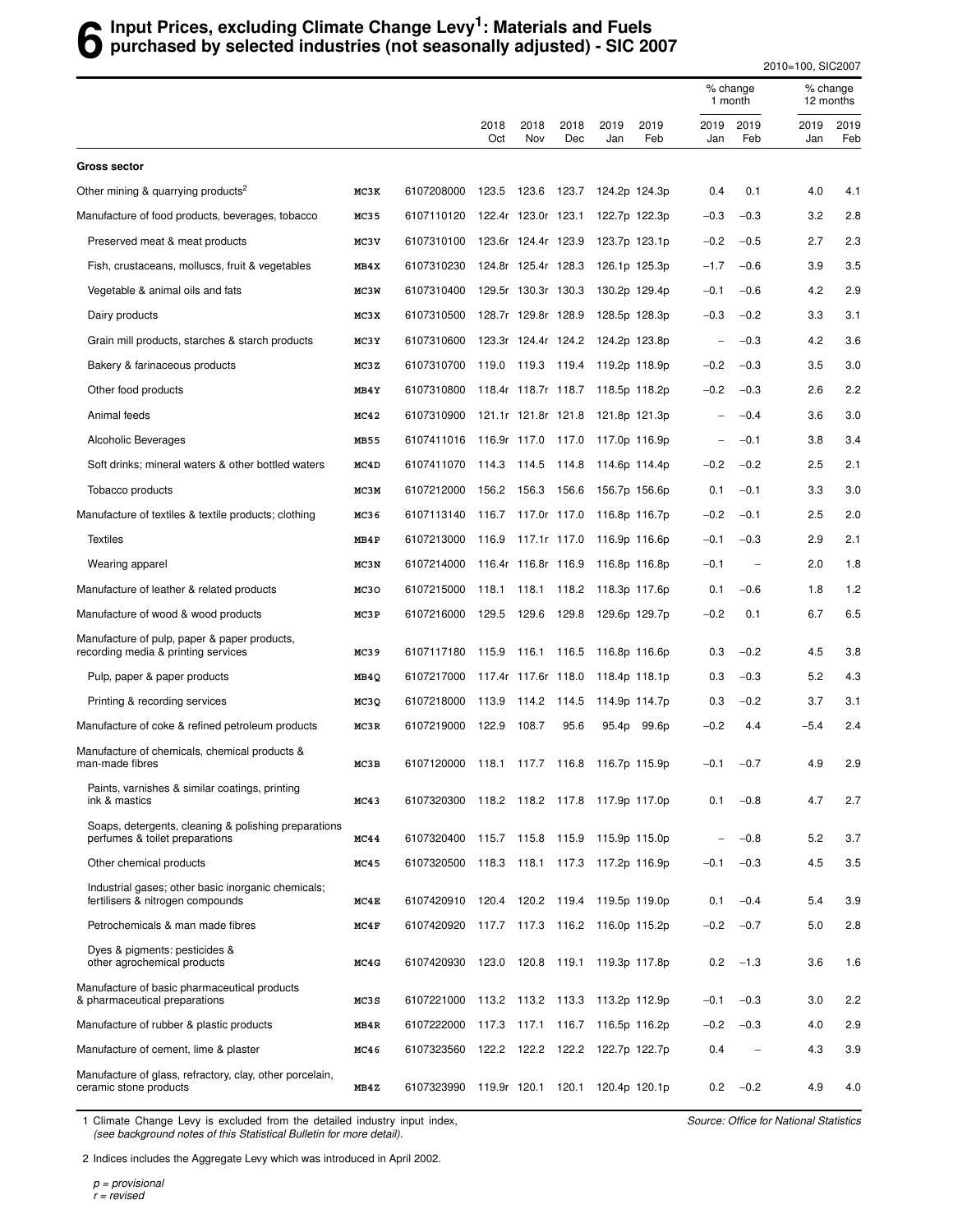# 6 Input Prices, excluding Climate Change Levy[1]: Materials and Fuels purchased by selected industries (not seasonally adjusted) - SIC 2007

2010=100, SIC2007

| | | | 2018 Oct | 2018 Nov | 2018 Dec | 2019 Jan | 2019 Feb | % change 1 month 2019 Jan | % change 1 month 2019 Feb | % change 12 months 2019 Jan | % change 12 months 2019 Feb |
|---|---|---|---|---|---|---|---|---|---|---|---|
| **Gross sector** | | | | | | | | | | | |
| Other mining & quarrying products[2] | MC3K | 6107208000 | 123.5 | 123.6 | 123.7 | 124.2p | 124.3p | 0.4 | 0.1 | 4.0 | 4.1 |
| Manufacture of food products, beverages, tobacco | MC35 | 6107110120 | 122.4r | 123.0r | 123.1 | 122.7p | 122.3p | −0.3 | −0.3 | 3.2 | 2.8 |
| Preserved meat & meat products | MC3V | 6107310100 | 123.6r | 124.4r | 123.9 | 123.7p | 123.1p | −0.2 | −0.5 | 2.7 | 2.3 |
| Fish, crustaceans, molluscs, fruit & vegetables | MB4X | 6107310230 | 124.8r | 125.4r | 128.3 | 126.1p | 125.3p | −1.7 | −0.6 | 3.9 | 3.5 |
| Vegetable & animal oils and fats | MC3W | 6107310400 | 129.5r | 130.3r | 130.3 | 130.2p | 129.4p | −0.1 | −0.6 | 4.2 | 2.9 |
| Dairy products | MC3X | 6107310500 | 128.7r | 129.8r | 128.9 | 128.5p | 128.3p | −0.3 | −0.2 | 3.3 | 3.1 |
| Grain mill products, starches & starch products | MC3Y | 6107310600 | 123.3r | 124.4r | 124.2 | 124.2p | 123.8p | – | −0.3 | 4.2 | 3.6 |
| Bakery & farinaceous products | MC3Z | 6107310700 | 119.0 | 119.3 | 119.4 | 119.2p | 118.9p | −0.2 | −0.3 | 3.5 | 3.0 |
| Other food products | MB4Y | 6107310800 | 118.4r | 118.7r | 118.7 | 118.5p | 118.2p | −0.2 | −0.3 | 2.6 | 2.2 |
| Animal feeds | MC42 | 6107310900 | 121.1r | 121.8r | 121.8 | 121.8p | 121.3p | – | −0.4 | 3.6 | 3.0 |
| Alcoholic Beverages | MB55 | 6107411016 | 116.9r | 117.0 | 117.0 | 117.0p | 116.9p | – | −0.1 | 3.8 | 3.4 |
| Soft drinks; mineral waters & other bottled waters | MC4D | 6107411070 | 114.3 | 114.5 | 114.8 | 114.6p | 114.4p | −0.2 | −0.2 | 2.5 | 2.1 |
| Tobacco products | MC3M | 6107212000 | 156.2 | 156.3 | 156.6 | 156.7p | 156.6p | 0.1 | −0.1 | 3.3 | 3.0 |
| Manufacture of textiles & textile products; clothing | MC36 | 6107113140 | 116.7 | 117.0r | 117.0 | 116.8p | 116.7p | −0.2 | −0.1 | 2.5 | 2.0 |
| Textiles | MB4P | 6107213000 | 116.9 | 117.1r | 117.0 | 116.9p | 116.6p | −0.1 | −0.3 | 2.9 | 2.1 |
| Wearing apparel | MC3N | 6107214000 | 116.4r | 116.8r | 116.9 | 116.8p | 116.8p | −0.1 | – | 2.0 | 1.8 |
| Manufacture of leather & related products | MC3O | 6107215000 | 118.1 | 118.1 | 118.2 | 118.3p | 117.6p | 0.1 | −0.6 | 1.8 | 1.2 |
| Manufacture of wood & wood products | MC3P | 6107216000 | 129.5 | 129.6 | 129.8 | 129.6p | 129.7p | −0.2 | 0.1 | 6.7 | 6.5 |
| Manufacture of pulp, paper & paper products, recording media & printing services | MC39 | 6107117180 | 115.9 | 116.1 | 116.5 | 116.8p | 116.6p | 0.3 | −0.2 | 4.5 | 3.8 |
| Pulp, paper & paper products | MB4Q | 6107217000 | 117.4r | 117.6r | 118.0 | 118.4p | 118.1p | 0.3 | −0.3 | 5.2 | 4.3 |
| Printing & recording services | MC3Q | 6107218000 | 113.9 | 114.2 | 114.5 | 114.9p | 114.7p | 0.3 | −0.2 | 3.7 | 3.1 |
| Manufacture of coke & refined petroleum products | MC3R | 6107219000 | 122.9 | 108.7 | 95.6 | 95.4p | 99.6p | −0.2 | 4.4 | −5.4 | 2.4 |
| Manufacture of chemicals, chemical products & man-made fibres | MC3B | 6107120000 | 118.1 | 117.7 | 116.8 | 116.7p | 115.9p | −0.1 | −0.7 | 4.9 | 2.9 |
| Paints, varnishes & similar coatings, printing ink & mastics | MC43 | 6107320300 | 118.2 | 118.2 | 117.8 | 117.9p | 117.0p | 0.1 | −0.8 | 4.7 | 2.7 |
| Soaps, detergents, cleaning & polishing preparations perfumes & toilet preparations | MC44 | 6107320400 | 115.7 | 115.8 | 115.9 | 115.9p | 115.0p | – | −0.8 | 5.2 | 3.7 |
| Other chemical products | MC45 | 6107320500 | 118.3 | 118.1 | 117.3 | 117.2p | 116.9p | −0.1 | −0.3 | 4.5 | 3.5 |
| Industrial gases; other basic inorganic chemicals; fertilisers & nitrogen compounds | MC4E | 6107420910 | 120.4 | 120.2 | 119.4 | 119.5p | 119.0p | 0.1 | −0.4 | 5.4 | 3.9 |
| Petrochemicals & man made fibres | MC4F | 6107420920 | 117.7 | 117.3 | 116.2 | 116.0p | 115.2p | −0.2 | −0.7 | 5.0 | 2.8 |
| Dyes & pigments: pesticides & other agrochemical products | MC4G | 6107420930 | 123.0 | 120.8 | 119.1 | 119.3p | 117.8p | 0.2 | −1.3 | 3.6 | 1.6 |
| Manufacture of basic pharmaceutical products & pharmaceutical preparations | MC3S | 6107221000 | 113.2 | 113.2 | 113.3 | 113.2p | 112.9p | −0.1 | −0.3 | 3.0 | 2.2 |
| Manufacture of rubber & plastic products | MB4R | 6107222000 | 117.3 | 117.1 | 116.7 | 116.5p | 116.2p | −0.2 | −0.3 | 4.0 | 2.9 |
| Manufacture of cement, lime & plaster | MC46 | 6107323560 | 122.2 | 122.2 | 122.2 | 122.7p | 122.7p | 0.4 | – | 4.3 | 3.9 |
| Manufacture of glass, refractory, clay, other porcelain, ceramic stone products | MB4Z | 6107323990 | 119.9r | 120.1 | 120.1 | 120.4p | 120.1p | 0.2 | −0.2 | 4.9 | 4.0 |

1 Climate Change Levy is excluded from the detailed industry input index, *(see background notes of this Statistical Bulletin for more detail).*

*Source: Office for National Statistics*

2 Indices includes the Aggregate Levy which was introduced in April 2002.

*p = provisional*
*r = revised*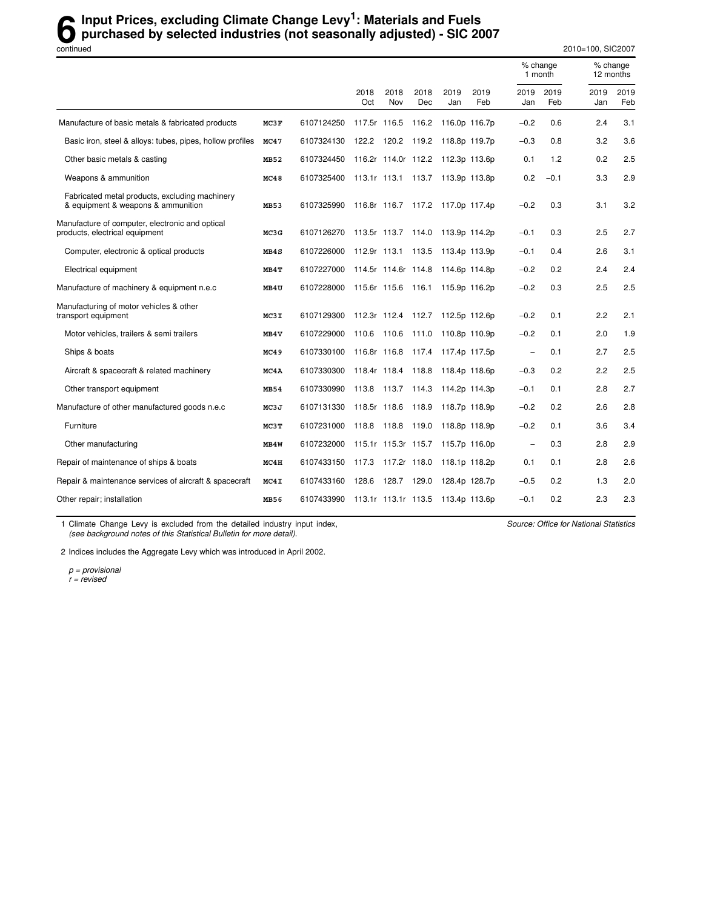# 6 Input Prices, excluding Climate Change Levy[1]: Materials and Fuels purchased by selected industries (not seasonally adjusted) - SIC 2007

continued

2010=100, SIC2007

| | | | 2018 Oct | 2018 Nov | 2018 Dec | 2019 Jan | 2019 Feb | % change 1 month 2019 Jan | % change 1 month 2019 Feb | % change 12 months 2019 Jan | % change 12 months 2019 Feb |
|---|---|---|---|---|---|---|---|---|---|---|---|
| Manufacture of basic metals & fabricated products | **MC3F** | 6107124250 | 117.5r | 116.5 | 116.2 | 116.0p | 116.7p | −0.2 | 0.6 | 2.4 | 3.1 |
| Basic iron, steel & alloys: tubes, pipes, hollow profiles | **MC47** | 6107324130 | 122.2 | 120.2 | 119.2 | 118.8p | 119.7p | −0.3 | 0.8 | 3.2 | 3.6 |
| Other basic metals & casting | **MB52** | 6107324450 | 116.2r | 114.0r | 112.2 | 112.3p | 113.6p | 0.1 | 1.2 | 0.2 | 2.5 |
| Weapons & ammunition | **MC48** | 6107325400 | 113.1r | 113.1 | 113.7 | 113.9p | 113.8p | 0.2 | −0.1 | 3.3 | 2.9 |
| Fabricated metal products, excluding machinery & equipment & weapons & ammunition | **MB53** | 6107325990 | 116.8r | 116.7 | 117.2 | 117.0p | 117.4p | −0.2 | 0.3 | 3.1 | 3.2 |
| Manufacture of computer, electronic and optical products, electrical equipment | **MC3G** | 6107126270 | 113.5r | 113.7 | 114.0 | 113.9p | 114.2p | −0.1 | 0.3 | 2.5 | 2.7 |
| Computer, electronic & optical products | **MB4S** | 6107226000 | 112.9r | 113.1 | 113.5 | 113.4p | 113.9p | −0.1 | 0.4 | 2.6 | 3.1 |
| Electrical equipment | **MB4T** | 6107227000 | 114.5r | 114.6r | 114.8 | 114.6p | 114.8p | −0.2 | 0.2 | 2.4 | 2.4 |
| Manufacture of machinery & equipment n.e.c | **MB4U** | 6107228000 | 115.6r | 115.6 | 116.1 | 115.9p | 116.2p | −0.2 | 0.3 | 2.5 | 2.5 |
| Manufacturing of motor vehicles & other transport equipment | **MC3I** | 6107129300 | 112.3r | 112.4 | 112.7 | 112.5p | 112.6p | −0.2 | 0.1 | 2.2 | 2.1 |
| Motor vehicles, trailers & semi trailers | **MB4V** | 6107229000 | 110.6 | 110.6 | 111.0 | 110.8p | 110.9p | −0.2 | 0.1 | 2.0 | 1.9 |
| Ships & boats | **MC49** | 6107330100 | 116.8r | 116.8 | 117.4 | 117.4p | 117.5p | – | 0.1 | 2.7 | 2.5 |
| Aircraft & spacecraft & related machinery | **MC4A** | 6107330300 | 118.4r | 118.4 | 118.8 | 118.4p | 118.6p | −0.3 | 0.2 | 2.2 | 2.5 |
| Other transport equipment | **MB54** | 6107330990 | 113.8 | 113.7 | 114.3 | 114.2p | 114.3p | −0.1 | 0.1 | 2.8 | 2.7 |
| Manufacture of other manufactured goods n.e.c | **MC3J** | 6107131330 | 118.5r | 118.6 | 118.9 | 118.7p | 118.9p | −0.2 | 0.2 | 2.6 | 2.8 |
| Furniture | **MC3T** | 6107231000 | 118.8 | 118.8 | 119.0 | 118.8p | 118.9p | −0.2 | 0.1 | 3.6 | 3.4 |
| Other manufacturing | **MB4W** | 6107232000 | 115.1r | 115.3r | 115.7 | 115.7p | 116.0p | – | 0.3 | 2.8 | 2.9 |
| Repair of maintenance of ships & boats | **MC4H** | 6107433150 | 117.3 | 117.2r | 118.0 | 118.1p | 118.2p | 0.1 | 0.1 | 2.8 | 2.6 |
| Repair & maintenance services of aircraft & spacecraft | **MC4I** | 6107433160 | 128.6 | 128.7 | 129.0 | 128.4p | 128.7p | −0.5 | 0.2 | 1.3 | 2.0 |
| Other repair; installation | **MB56** | 6107433990 | 113.1r | 113.1r | 113.5 | 113.4p | 113.6p | −0.1 | 0.2 | 2.3 | 2.3 |

1 Climate Change Levy is excluded from the detailed industry input index, *(see background notes of this Statistical Bulletin for more detail).*

*Source: Office for National Statistics*

2 Indices includes the Aggregate Levy which was introduced in April 2002.

*p = provisional*
*r = revised*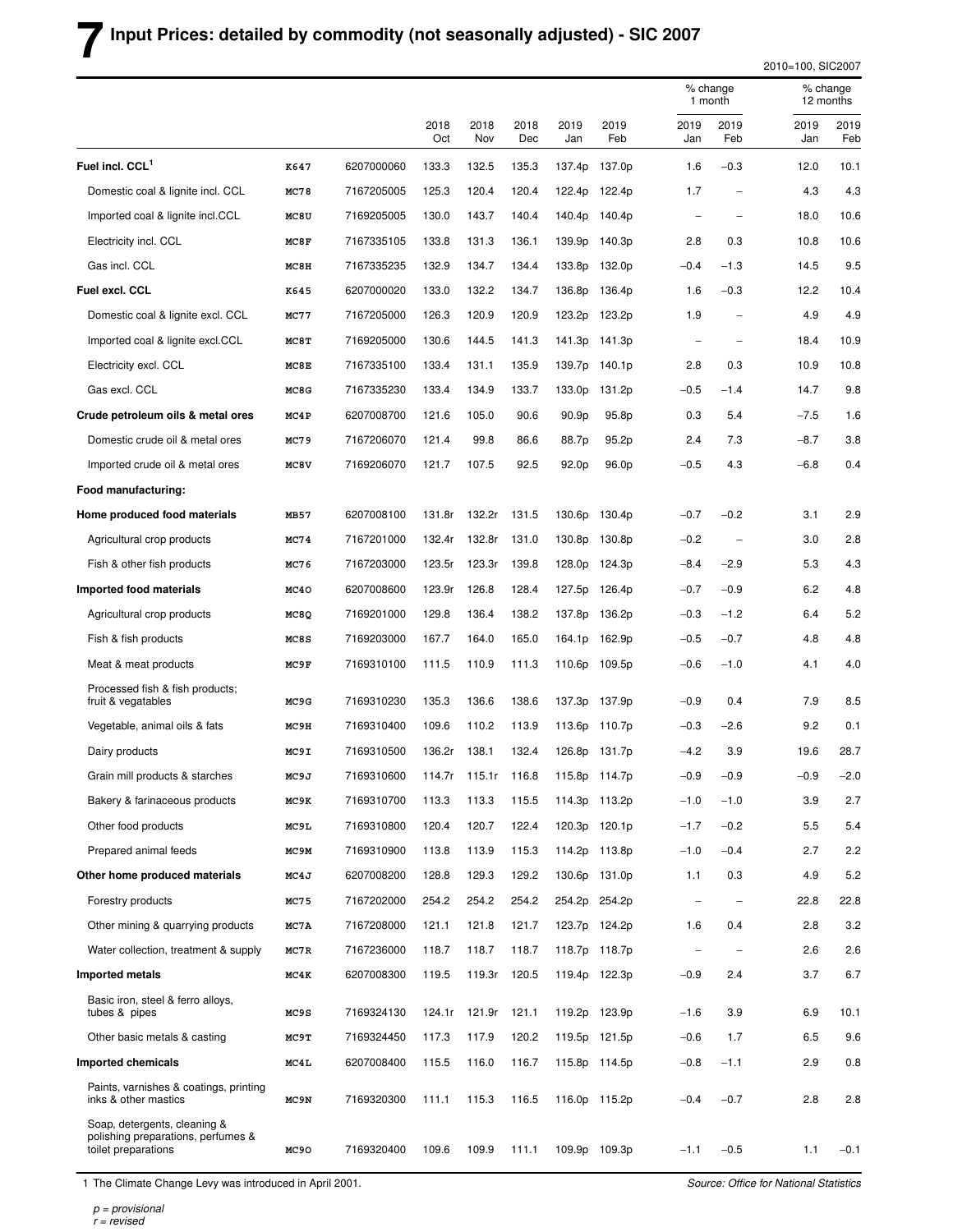# 7 Input Prices: detailed by commodity (not seasonally adjusted) - SIC 2007

2010=100, SIC2007

| | | | 2018 Oct | 2018 Nov | 2018 Dec | 2019 Jan | 2019 Feb | % change 1 month 2019 Jan | % change 1 month 2019 Feb | % change 12 months 2019 Jan | % change 12 months 2019 Feb |
|---|---|---|---|---|---|---|---|---|---|---|---|
| **Fuel incl. CCL**[1] | K647 | 6207000060 | 133.3 | 132.5 | 135.3 | 137.4p | 137.0p | 1.6 | −0.3 | 12.0 | 10.1 |
| Domestic coal & lignite incl. CCL | MC78 | 7167205005 | 125.3 | 120.4 | 120.4 | 122.4p | 122.4p | 1.7 | – | 4.3 | 4.3 |
| Imported coal & lignite incl.CCL | MC8U | 7169205005 | 130.0 | 143.7 | 140.4 | 140.4p | 140.4p | – | – | 18.0 | 10.6 |
| Electricity incl. CCL | MC8F | 7167335105 | 133.8 | 131.3 | 136.1 | 139.9p | 140.3p | 2.8 | 0.3 | 10.8 | 10.6 |
| Gas incl. CCL | MC8H | 7167335235 | 132.9 | 134.7 | 134.4 | 133.8p | 132.0p | −0.4 | −1.3 | 14.5 | 9.5 |
| **Fuel excl. CCL** | K645 | 6207000020 | 133.0 | 132.2 | 134.7 | 136.8p | 136.4p | 1.6 | −0.3 | 12.2 | 10.4 |
| Domestic coal & lignite excl. CCL | MC77 | 7167205000 | 126.3 | 120.9 | 120.9 | 123.2p | 123.2p | 1.9 | – | 4.9 | 4.9 |
| Imported coal & lignite excl.CCL | MC8T | 7169205000 | 130.6 | 144.5 | 141.3 | 141.3p | 141.3p | – | – | 18.4 | 10.9 |
| Electricity excl. CCL | MC8E | 7167335100 | 133.4 | 131.1 | 135.9 | 139.7p | 140.1p | 2.8 | 0.3 | 10.9 | 10.8 |
| Gas excl. CCL | MC8G | 7167335230 | 133.4 | 134.9 | 133.7 | 133.0p | 131.2p | −0.5 | −1.4 | 14.7 | 9.8 |
| **Crude petroleum oils & metal ores** | MC4P | 6207008700 | 121.6 | 105.0 | 90.6 | 90.9p | 95.8p | 0.3 | 5.4 | −7.5 | 1.6 |
| Domestic crude oil & metal ores | MC79 | 7167206070 | 121.4 | 99.8 | 86.6 | 88.7p | 95.2p | 2.4 | 7.3 | −8.7 | 3.8 |
| Imported crude oil & metal ores | MC8V | 7169206070 | 121.7 | 107.5 | 92.5 | 92.0p | 96.0p | −0.5 | 4.3 | −6.8 | 0.4 |
| **Food manufacturing:** | | | | | | | | | | | |
| **Home produced food materials** | MB57 | 6207008100 | 131.8r | 132.2r | 131.5 | 130.6p | 130.4p | −0.7 | −0.2 | 3.1 | 2.9 |
| Agricultural crop products | MC74 | 7167201000 | 132.4r | 132.8r | 131.0 | 130.8p | 130.8p | −0.2 | – | 3.0 | 2.8 |
| Fish & other fish products | MC76 | 7167203000 | 123.5r | 123.3r | 139.8 | 128.0p | 124.3p | −8.4 | −2.9 | 5.3 | 4.3 |
| **Imported food materials** | MC4O | 6207008600 | 123.9r | 126.8 | 128.4 | 127.5p | 126.4p | −0.7 | −0.9 | 6.2 | 4.8 |
| Agricultural crop products | MC8Q | 7169201000 | 129.8 | 136.4 | 138.2 | 137.8p | 136.2p | −0.3 | −1.2 | 6.4 | 5.2 |
| Fish & fish products | MC8S | 7169203000 | 167.7 | 164.0 | 165.0 | 164.1p | 162.9p | −0.5 | −0.7 | 4.8 | 4.8 |
| Meat & meat products | MC9F | 7169310100 | 111.5 | 110.9 | 111.3 | 110.6p | 109.5p | −0.6 | −1.0 | 4.1 | 4.0 |
| Processed fish & fish products; fruit & vegatables | MC9G | 7169310230 | 135.3 | 136.6 | 138.6 | 137.3p | 137.9p | −0.9 | 0.4 | 7.9 | 8.5 |
| Vegetable, animal oils & fats | MC9H | 7169310400 | 109.6 | 110.2 | 113.9 | 113.6p | 110.7p | −0.3 | −2.6 | 9.2 | 0.1 |
| Dairy products | MC9I | 7169310500 | 136.2r | 138.1 | 132.4 | 126.8p | 131.7p | −4.2 | 3.9 | 19.6 | 28.7 |
| Grain mill products & starches | MC9J | 7169310600 | 114.7r | 115.1r | 116.8 | 115.8p | 114.7p | −0.9 | −0.9 | −0.9 | −2.0 |
| Bakery & farinaceous products | MC9K | 7169310700 | 113.3 | 113.3 | 115.5 | 114.3p | 113.2p | −1.0 | −1.0 | 3.9 | 2.7 |
| Other food products | MC9L | 7169310800 | 120.4 | 120.7 | 122.4 | 120.3p | 120.1p | −1.7 | −0.2 | 5.5 | 5.4 |
| Prepared animal feeds | MC9M | 7169310900 | 113.8 | 113.9 | 115.3 | 114.2p | 113.8p | −1.0 | −0.4 | 2.7 | 2.2 |
| **Other home produced materials** | MC4J | 6207008200 | 128.8 | 129.3 | 129.2 | 130.6p | 131.0p | 1.1 | 0.3 | 4.9 | 5.2 |
| Forestry products | MC75 | 7167202000 | 254.2 | 254.2 | 254.2 | 254.2p | 254.2p | – | – | 22.8 | 22.8 |
| Other mining & quarrying products | MC7A | 7167208000 | 121.1 | 121.8 | 121.7 | 123.7p | 124.2p | 1.6 | 0.4 | 2.8 | 3.2 |
| Water collection, treatment & supply | MC7R | 7167236000 | 118.7 | 118.7 | 118.7 | 118.7p | 118.7p | – | – | 2.6 | 2.6 |
| **Imported metals** | MC4K | 6207008300 | 119.5 | 119.3r | 120.5 | 119.4p | 122.3p | −0.9 | 2.4 | 3.7 | 6.7 |
| Basic iron, steel & ferro alloys, tubes & pipes | MC9S | 7169324130 | 124.1r | 121.9r | 121.1 | 119.2p | 123.9p | −1.6 | 3.9 | 6.9 | 10.1 |
| Other basic metals & casting | MC9T | 7169324450 | 117.3 | 117.9 | 120.2 | 119.5p | 121.5p | −0.6 | 1.7 | 6.5 | 9.6 |
| **Imported chemicals** | MC4L | 6207008400 | 115.5 | 116.0 | 116.7 | 115.8p | 114.5p | −0.8 | −1.1 | 2.9 | 0.8 |
| Paints, varnishes & coatings, printing inks & other mastics | MC9N | 7169320300 | 111.1 | 115.3 | 116.5 | 116.0p | 115.2p | −0.4 | −0.7 | 2.8 | 2.8 |
| Soap, detergents, cleaning & polishing preparations, perfumes & toilet preparations | MC9O | 7169320400 | 109.6 | 109.9 | 111.1 | 109.9p | 109.3p | −1.1 | −0.5 | 1.1 | −0.1 |

1 The Climate Change Levy was introduced in April 2001.

*Source: Office for National Statistics*

*p = provisional*
*r = revised*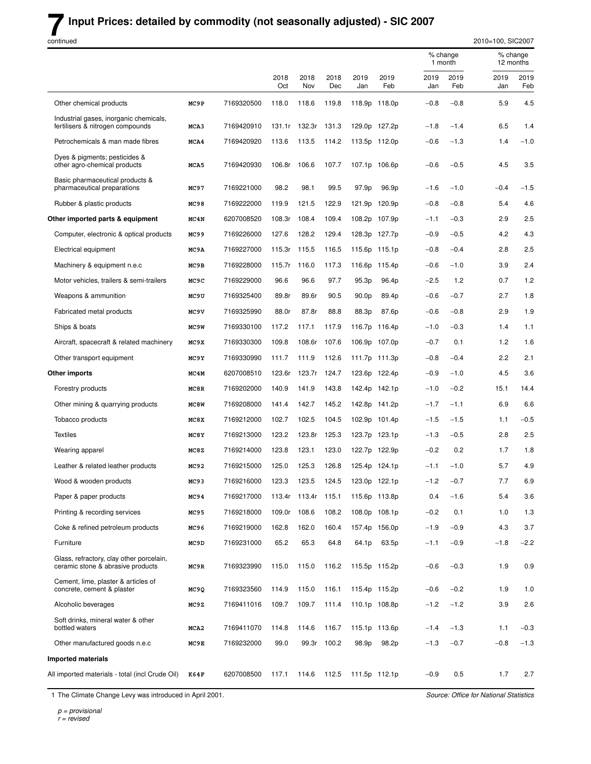# 7 Input Prices: detailed by commodity (not seasonally adjusted) - SIC 2007

continued

2010=100, SIC2007

| | | | 2018 Oct | 2018 Nov | 2018 Dec | 2019 Jan | 2019 Feb | % change 1 month 2019 Jan | % change 1 month 2019 Feb | % change 12 months 2019 Jan | % change 12 months 2019 Feb |
|---|---|---|---|---|---|---|---|---|---|---|---|
| Other chemical products | MC9P | 7169320500 | 118.0 | 118.6 | 119.8 | 118.9p | 118.0p | −0.8 | −0.8 | 5.9 | 4.5 |
| Industrial gases, inorganic chemicals, fertilisers & nitrogen compounds | MCA3 | 7169420910 | 131.1r | 132.3r | 131.3 | 129.0p | 127.2p | −1.8 | −1.4 | 6.5 | 1.4 |
| Petrochemicals & man made fibres | MCA4 | 7169420920 | 113.6 | 113.5 | 114.2 | 113.5p | 112.0p | −0.6 | −1.3 | 1.4 | −1.0 |
| Dyes & pigments; pesticides & other agro-chemical products | MCA5 | 7169420930 | 106.8r | 106.6 | 107.7 | 107.1p | 106.6p | −0.6 | −0.5 | 4.5 | 3.5 |
| Basic pharmaceutical products & pharmaceutical preparations | MC97 | 7169221000 | 98.2 | 98.1 | 99.5 | 97.9p | 96.9p | −1.6 | −1.0 | −0.4 | −1.5 |
| Rubber & plastic products | MC98 | 7169222000 | 119.9 | 121.5 | 122.9 | 121.9p | 120.9p | −0.8 | −0.8 | 5.4 | 4.6 |
| **Other imported parts & equipment** | MC4N | 6207008520 | 108.3r | 108.4 | 109.4 | 108.2p | 107.9p | −1.1 | −0.3 | 2.9 | 2.5 |
| Computer, electronic & optical products | MC99 | 7169226000 | 127.6 | 128.2 | 129.4 | 128.3p | 127.7p | −0.9 | −0.5 | 4.2 | 4.3 |
| Electrical equipment | MC9A | 7169227000 | 115.3r | 115.5 | 116.5 | 115.6p | 115.1p | −0.8 | −0.4 | 2.8 | 2.5 |
| Machinery & equipment n.e.c | MC9B | 7169228000 | 115.7r | 116.0 | 117.3 | 116.6p | 115.4p | −0.6 | −1.0 | 3.9 | 2.4 |
| Motor vehicles, trailers & semi-trailers | MC9C | 7169229000 | 96.6 | 96.6 | 97.7 | 95.3p | 96.4p | −2.5 | 1.2 | 0.7 | 1.2 |
| Weapons & ammunition | MC9U | 7169325400 | 89.8r | 89.6r | 90.5 | 90.0p | 89.4p | −0.6 | −0.7 | 2.7 | 1.8 |
| Fabricated metal products | MC9V | 7169325990 | 88.0r | 87.8r | 88.8 | 88.3p | 87.6p | −0.6 | −0.8 | 2.9 | 1.9 |
| Ships & boats | MC9W | 7169330100 | 117.2 | 117.1 | 117.9 | 116.7p | 116.4p | −1.0 | −0.3 | 1.4 | 1.1 |
| Aircraft, spacecraft & related machinery | MC9X | 7169330300 | 109.8 | 108.6r | 107.6 | 106.9p | 107.0p | −0.7 | 0.1 | 1.2 | 1.6 |
| Other transport equipment | MC9Y | 7169330990 | 111.7 | 111.9 | 112.6 | 111.7p | 111.3p | −0.8 | −0.4 | 2.2 | 2.1 |
| **Other imports** | MC4M | 6207008510 | 123.6r | 123.7r | 124.7 | 123.6p | 122.4p | −0.9 | −1.0 | 4.5 | 3.6 |
| Forestry products | MC8R | 7169202000 | 140.9 | 141.9 | 143.8 | 142.4p | 142.1p | −1.0 | −0.2 | 15.1 | 14.4 |
| Other mining & quarrying products | MC8W | 7169208000 | 141.4 | 142.7 | 145.2 | 142.8p | 141.2p | −1.7 | −1.1 | 6.9 | 6.6 |
| Tobacco products | MC8X | 7169212000 | 102.7 | 102.5 | 104.5 | 102.9p | 101.4p | −1.5 | −1.5 | 1.1 | −0.5 |
| Textiles | MC8Y | 7169213000 | 123.2 | 123.8r | 125.3 | 123.7p | 123.1p | −1.3 | −0.5 | 2.8 | 2.5 |
| Wearing apparel | MC8Z | 7169214000 | 123.8 | 123.1 | 123.0 | 122.7p | 122.9p | −0.2 | 0.2 | 1.7 | 1.8 |
| Leather & related leather products | MC92 | 7169215000 | 125.0 | 125.3 | 126.8 | 125.4p | 124.1p | −1.1 | −1.0 | 5.7 | 4.9 |
| Wood & wooden products | MC93 | 7169216000 | 123.3 | 123.5 | 124.5 | 123.0p | 122.1p | −1.2 | −0.7 | 7.7 | 6.9 |
| Paper & paper products | MC94 | 7169217000 | 113.4r | 113.4r | 115.1 | 115.6p | 113.8p | 0.4 | −1.6 | 5.4 | 3.6 |
| Printing & recording services | MC95 | 7169218000 | 109.0r | 108.6 | 108.2 | 108.0p | 108.1p | −0.2 | 0.1 | 1.0 | 1.3 |
| Coke & refined petroleum products | MC96 | 7169219000 | 162.8 | 162.0 | 160.4 | 157.4p | 156.0p | −1.9 | −0.9 | 4.3 | 3.7 |
| Furniture | MC9D | 7169231000 | 65.2 | 65.3 | 64.8 | 64.1p | 63.5p | −1.1 | −0.9 | −1.8 | −2.2 |
| Glass, refractory, clay other porcelain, ceramic stone & abrasive products | MC9R | 7169323990 | 115.0 | 115.0 | 116.2 | 115.5p | 115.2p | −0.6 | −0.3 | 1.9 | 0.9 |
| Cement, lime, plaster & articles of concrete, cement & plaster | MC9Q | 7169323560 | 114.9 | 115.0 | 116.1 | 115.4p | 115.2p | −0.6 | −0.2 | 1.9 | 1.0 |
| Alcoholic beverages | MC9Z | 7169411016 | 109.7 | 109.7 | 111.4 | 110.1p | 108.8p | −1.2 | −1.2 | 3.9 | 2.6 |
| Soft drinks, mineral water & other bottled waters | MCA2 | 7169411070 | 114.8 | 114.6 | 116.7 | 115.1p | 113.6p | −1.4 | −1.3 | 1.1 | −0.3 |
| Other manufactured goods n.e.c | MC9E | 7169232000 | 99.0 | 99.3r | 100.2 | 98.9p | 98.2p | −1.3 | −0.7 | −0.8 | −1.3 |
| **Imported materials** | | | | | | | | | | | |
| All imported materials - total (incl Crude Oil) | K64F | 6207008500 | 117.1 | 114.6 | 112.5 | 111.5p | 112.1p | −0.9 | 0.5 | 1.7 | 2.7 |

1 The Climate Change Levy was introduced in April 2001.

*Source: Office for National Statistics*

*p = provisional*
*r = revised*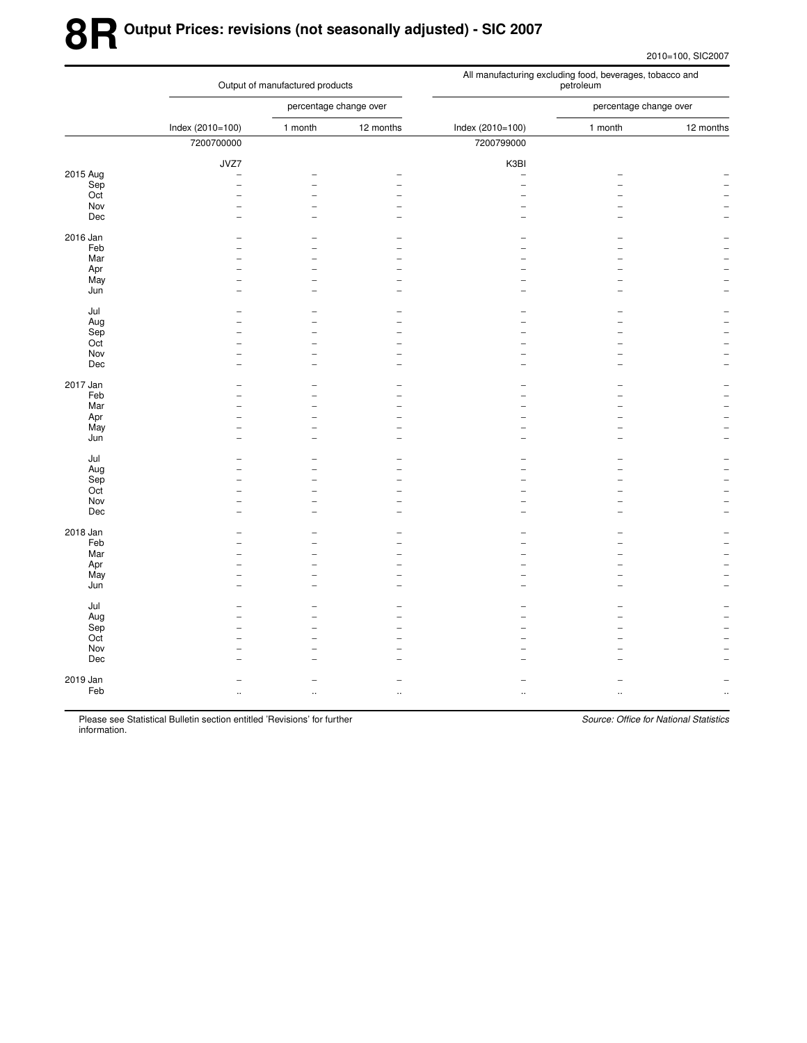# 8R Output Prices: revisions (not seasonally adjusted) - SIC 2007

2010=100, SIC2007

| | Output of manufactured products | | | All manufacturing excluding food, beverages, tobacco and petroleum | | |
|---|---|---|---|---|---|---|
| | | percentage change over | | | percentage change over | |
| | Index (2010=100) | 1 month | 12 months | Index (2010=100) | 1 month | 12 months |
| | 7200700000 | | | 7200799000 | | |
| | JVZ7 | | | K3BI | | |
| 2015 Aug | – | – | – | – | – | – |
| Sep | – | – | – | – | – | – |
| Oct | – | – | – | – | – | – |
| Nov | – | – | – | – | – | – |
| Dec | – | – | – | – | – | – |
| 2016 Jan | – | – | – | – | – | – |
| Feb | – | – | – | – | – | – |
| Mar | – | – | – | – | – | – |
| Apr | – | – | – | – | – | – |
| May | – | – | – | – | – | – |
| Jun | – | – | – | – | – | – |
| Jul | – | – | – | – | – | – |
| Aug | – | – | – | – | – | – |
| Sep | – | – | – | – | – | – |
| Oct | – | – | – | – | – | – |
| Nov | – | – | – | – | – | – |
| Dec | – | – | – | – | – | – |
| 2017 Jan | – | – | – | – | – | – |
| Feb | – | – | – | – | – | – |
| Mar | – | – | – | – | – | – |
| Apr | – | – | – | – | – | – |
| May | – | – | – | – | – | – |
| Jun | – | – | – | – | – | – |
| Jul | – | – | – | – | – | – |
| Aug | – | – | – | – | – | – |
| Sep | – | – | – | – | – | – |
| Oct | – | – | – | – | – | – |
| Nov | – | – | – | – | – | – |
| Dec | – | – | – | – | – | – |
| 2018 Jan | – | – | – | – | – | – |
| Feb | – | – | – | – | – | – |
| Mar | – | – | – | – | – | – |
| Apr | – | – | – | – | – | – |
| May | – | – | – | – | – | – |
| Jun | – | – | – | – | – | – |
| Jul | – | – | – | – | – | – |
| Aug | – | – | – | – | – | – |
| Sep | – | – | – | – | – | – |
| Oct | – | – | – | – | – | – |
| Nov | – | – | – | – | – | – |
| Dec | – | – | – | – | – | – |
| 2019 Jan | – | – | – | – | – | – |
| Feb | .. | .. | .. | .. | .. | .. |

Please see Statistical Bulletin section entitled 'Revisions' for further information.

*Source: Office for National Statistics*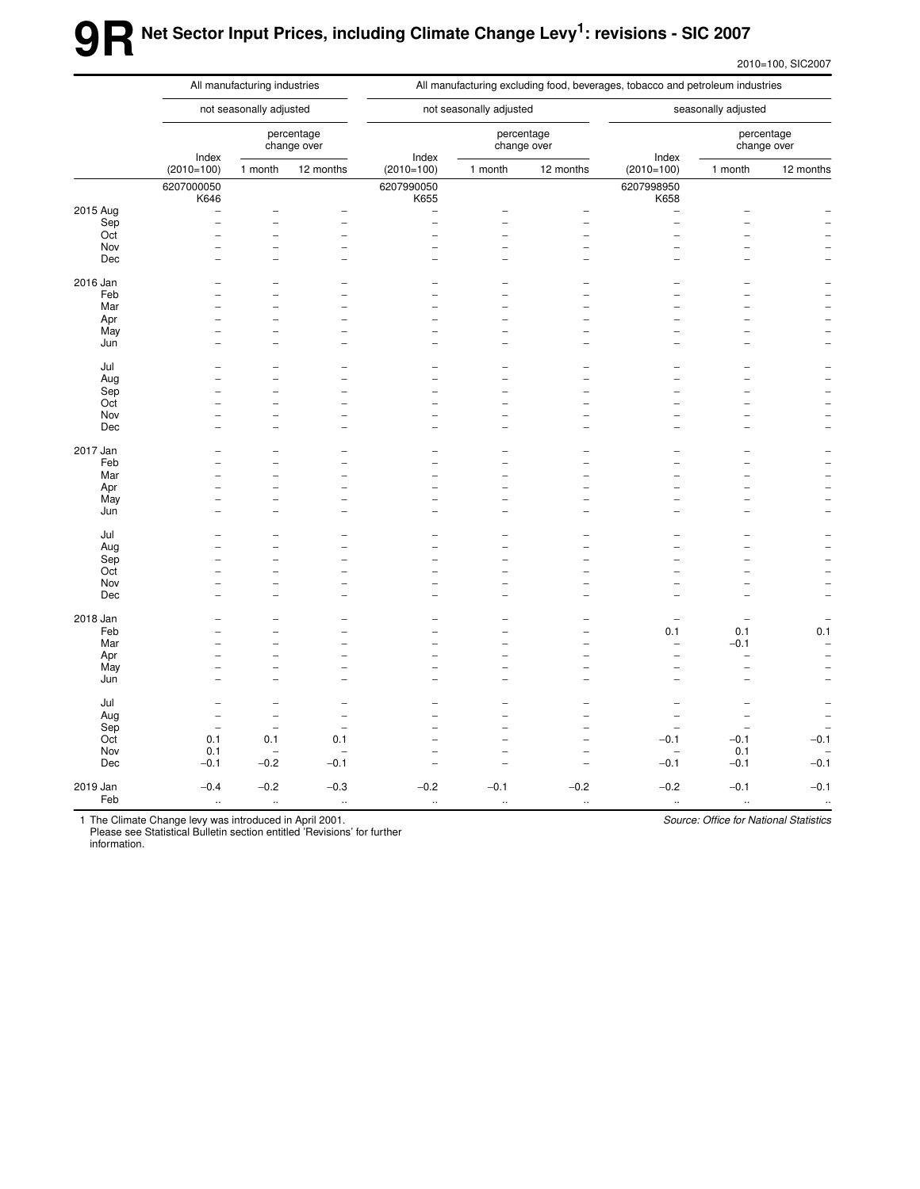# 9R Net Sector Input Prices, including Climate Change Levy[1]: revisions - SIC 2007

2010=100, SIC2007

| | All manufacturing industries | | | All manufacturing excluding food, beverages, tobacco and petroleum industries | | | | | |
|---|---|---|---|---|---|---|---|---|---|
| | not seasonally adjusted | | | not seasonally adjusted | | | seasonally adjusted | | |
| | Index (2010=100) | percentage change over 1 month | percentage change over 12 months | Index (2010=100) | percentage change over 1 month | percentage change over 12 months | Index (2010=100) | percentage change over 1 month | percentage change over 12 months |
| | 6207000050 K646 | | | 6207990050 K655 | | | 6207998950 K658 | | |
| 2015 Aug | – | – | – | – | – | – | – | – | – |
| Sep | – | – | – | – | – | – | – | – | – |
| Oct | – | – | – | – | – | – | – | – | – |
| Nov | – | – | – | – | – | – | – | – | – |
| Dec | – | – | – | – | – | – | – | – | – |
| 2016 Jan | – | – | – | – | – | – | – | – | – |
| Feb | – | – | – | – | – | – | – | – | – |
| Mar | – | – | – | – | – | – | – | – | – |
| Apr | – | – | – | – | – | – | – | – | – |
| May | – | – | – | – | – | – | – | – | – |
| Jun | – | – | – | – | – | – | – | – | – |
| Jul | – | – | – | – | – | – | – | – | – |
| Aug | – | – | – | – | – | – | – | – | – |
| Sep | – | – | – | – | – | – | – | – | – |
| Oct | – | – | – | – | – | – | – | – | – |
| Nov | – | – | – | – | – | – | – | – | – |
| Dec | – | – | – | – | – | – | – | – | – |
| 2017 Jan | – | – | – | – | – | – | – | – | – |
| Feb | – | – | – | – | – | – | – | – | – |
| Mar | – | – | – | – | – | – | – | – | – |
| Apr | – | – | – | – | – | – | – | – | – |
| May | – | – | – | – | – | – | – | – | – |
| Jun | – | – | – | – | – | – | – | – | – |
| Jul | – | – | – | – | – | – | – | – | – |
| Aug | – | – | – | – | – | – | – | – | – |
| Sep | – | – | – | – | – | – | – | – | – |
| Oct | – | – | – | – | – | – | – | – | – |
| Nov | – | – | – | – | – | – | – | – | – |
| Dec | – | – | – | – | – | – | – | – | – |
| 2018 Jan | – | – | – | – | – | – | – | – | – |
| Feb | – | – | – | – | – | – | 0.1 | 0.1 | 0.1 |
| Mar | – | – | – | – | – | – | – | −0.1 | – |
| Apr | – | – | – | – | – | – | – | – | – |
| May | – | – | – | – | – | – | – | – | – |
| Jun | – | – | – | – | – | – | – | – | – |
| Jul | – | – | – | – | – | – | – | – | – |
| Aug | – | – | – | – | – | – | – | – | – |
| Sep | – | – | – | – | – | – | – | – | – |
| Oct | 0.1 | 0.1 | 0.1 | – | – | – | −0.1 | −0.1 | −0.1 |
| Nov | 0.1 | – | – | – | – | – | – | 0.1 | – |
| Dec | −0.1 | −0.2 | −0.1 | – | – | – | −0.1 | −0.1 | −0.1 |
| 2019 Jan | −0.4 | −0.2 | −0.3 | −0.2 | −0.1 | −0.2 | −0.2 | −0.1 | −0.1 |
| Feb | .. | .. | .. | .. | .. | .. | .. | .. | .. |

1 The Climate Change levy was introduced in April 2001.
Please see Statistical Bulletin section entitled 'Revisions' for further information.

*Source: Office for National Statistics*